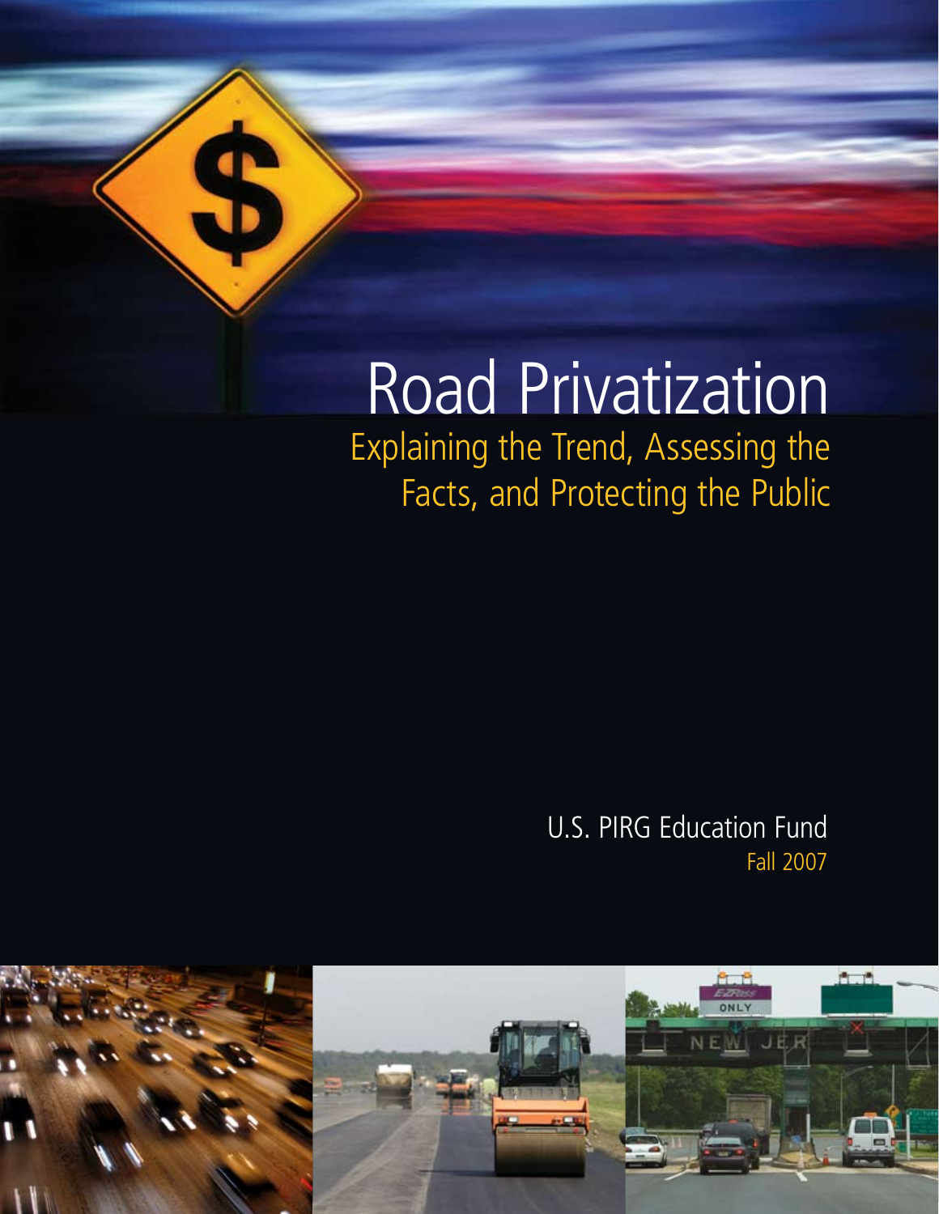# Road Privatization

## Explaining the Trend, Assessing the Facts, and Protecting the Public

U.S. PIRG Education Fund

Fall 2007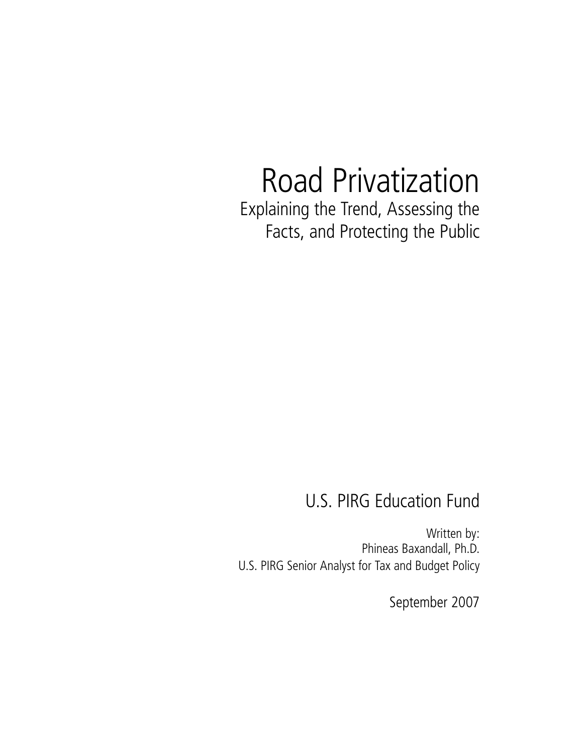# Road Privatization

## Explaining the Trend, Assessing the Facts, and Protecting the Public

U.S. PIRG Education Fund

Written by:
Phineas Baxandall, Ph.D.
U.S. PIRG Senior Analyst for Tax and Budget Policy

September 2007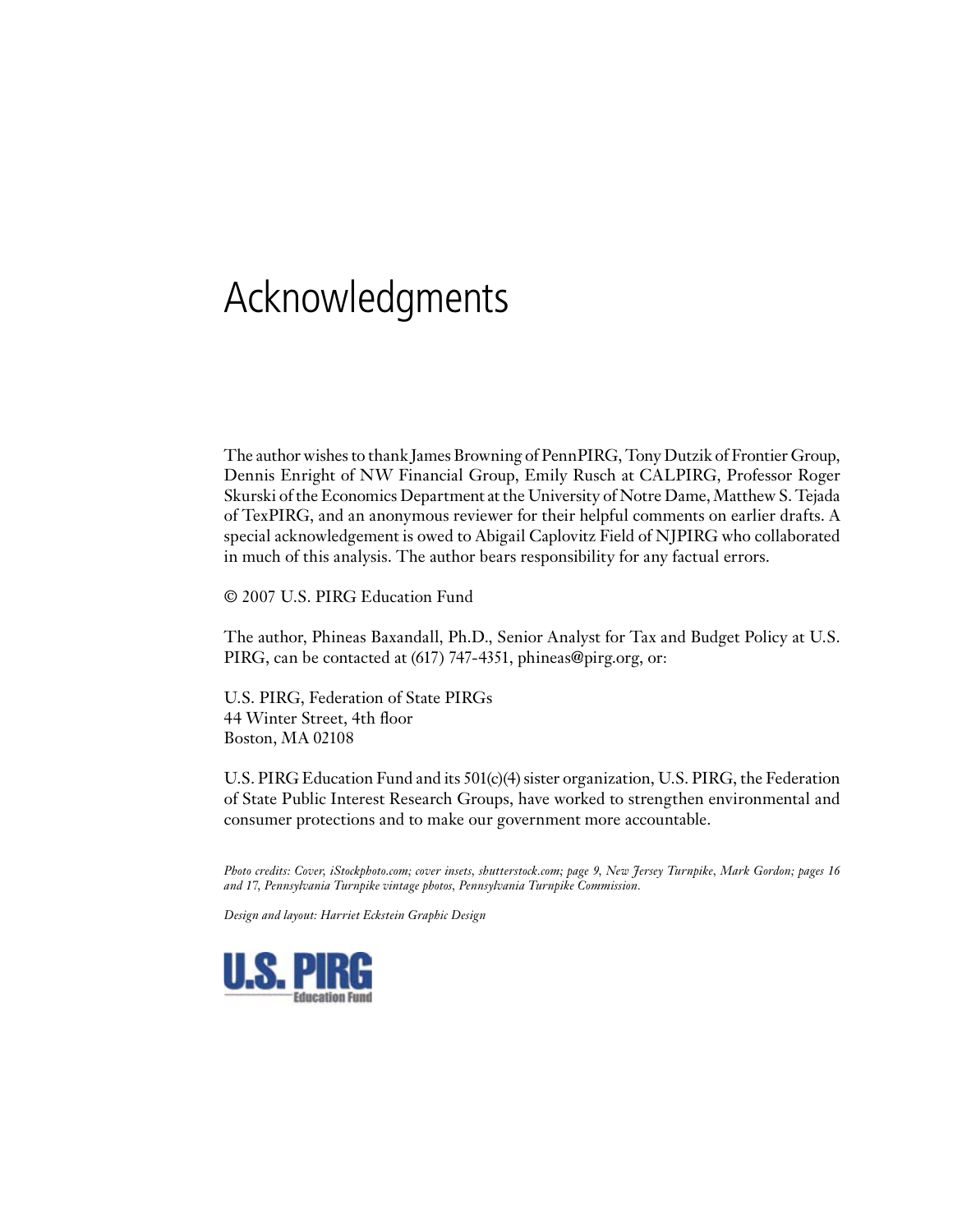# Acknowledgments

The author wishes to thank James Browning of PennPIRG, Tony Dutzik of Frontier Group, Dennis Enright of NW Financial Group, Emily Rusch at CALPIRG, Professor Roger Skurski of the Economics Department at the University of Notre Dame, Matthew S. Tejada of TexPIRG, and an anonymous reviewer for their helpful comments on earlier drafts. A special acknowledgement is owed to Abigail Caplovitz Field of NJPIRG who collaborated in much of this analysis. The author bears responsibility for any factual errors.

© 2007 U.S. PIRG Education Fund

The author, Phineas Baxandall, Ph.D., Senior Analyst for Tax and Budget Policy at U.S. PIRG, can be contacted at (617) 747-4351, phineas@pirg.org, or:

U.S. PIRG, Federation of State PIRGs
44 Winter Street, 4th floor
Boston, MA 02108

U.S. PIRG Education Fund and its 501(c)(4) sister organization, U.S. PIRG, the Federation of State Public Interest Research Groups, have worked to strengthen environmental and consumer protections and to make our government more accountable.

*Photo credits: Cover, iStockphoto.com; cover insets, shutterstock.com; page 9, New Jersey Turnpike, Mark Gordon; pages 16 and 17, Pennsylvania Turnpike vintage photos, Pennsylvania Turnpike Commission.*

*Design and layout: Harriet Eckstein Graphic Design*

U.S. PIRG
Education Fund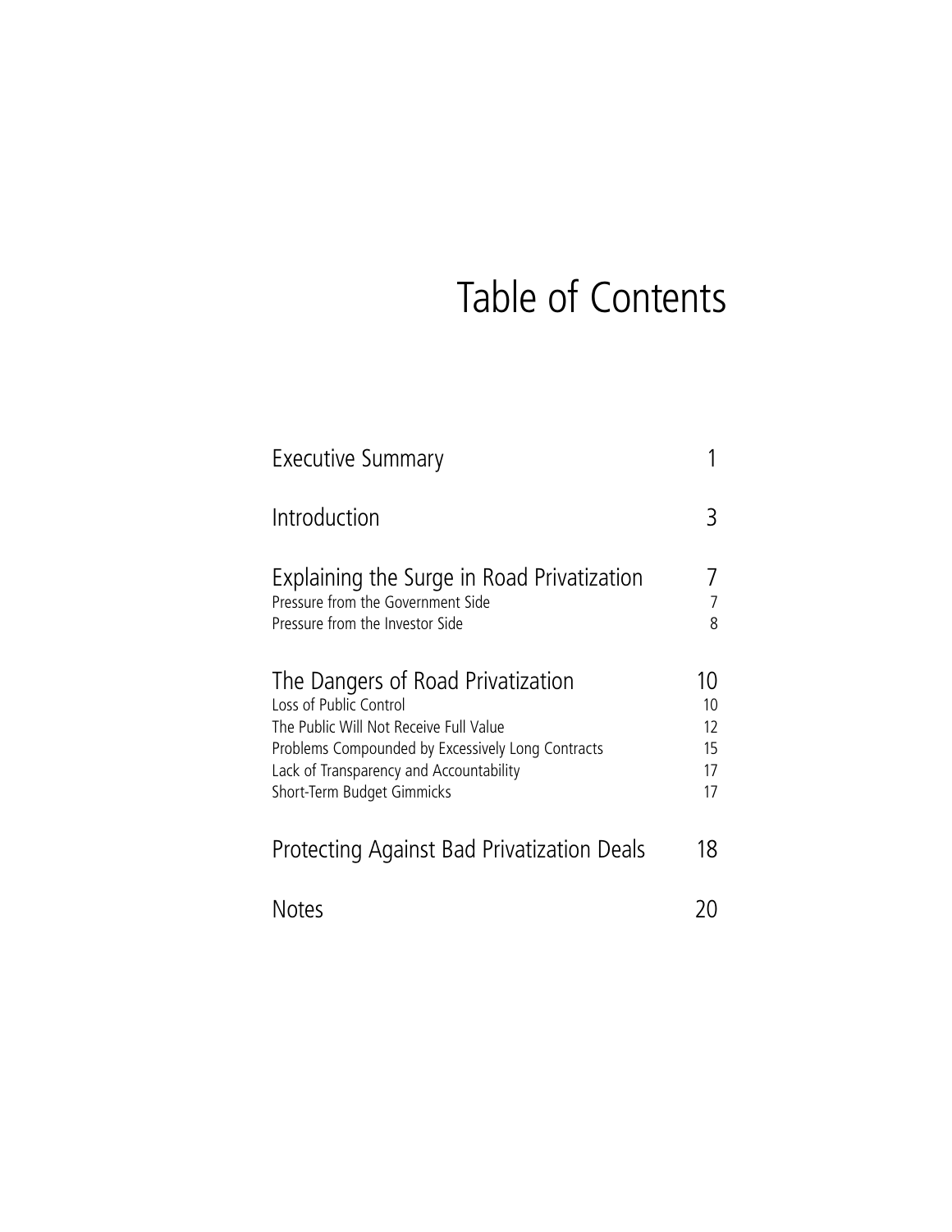# Table of Contents

| | |
|---|---|
| Executive Summary | 1 |
| Introduction | 3 |
| Explaining the Surge in Road Privatization | 7 |
| Pressure from the Government Side | 7 |
| Pressure from the Investor Side | 8 |
| The Dangers of Road Privatization | 10 |
| Loss of Public Control | 10 |
| The Public Will Not Receive Full Value | 12 |
| Problems Compounded by Excessively Long Contracts | 15 |
| Lack of Transparency and Accountability | 17 |
| Short-Term Budget Gimmicks | 17 |
| Protecting Against Bad Privatization Deals | 18 |
| Notes | 20 |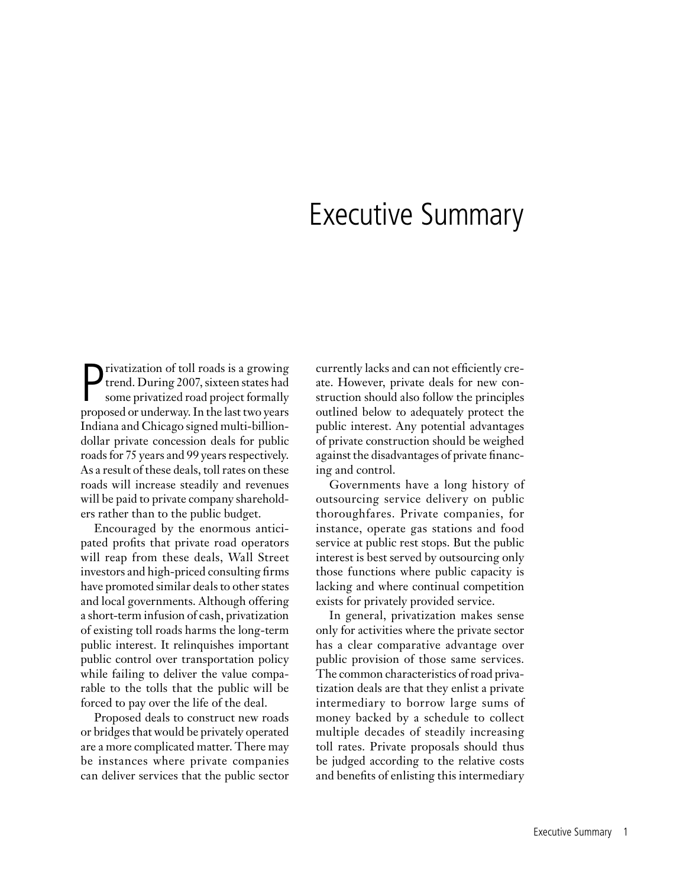# Executive Summary

Privatization of toll roads is a growing trend. During 2007, sixteen states had some privatized road project formally proposed or underway. In the last two years Indiana and Chicago signed multi-billion-dollar private concession deals for public roads for 75 years and 99 years respectively. As a result of these deals, toll rates on these roads will increase steadily and revenues will be paid to private company shareholders rather than to the public budget.

Encouraged by the enormous anticipated profits that private road operators will reap from these deals, Wall Street investors and high-priced consulting firms have promoted similar deals to other states and local governments. Although offering a short-term infusion of cash, privatization of existing toll roads harms the long-term public interest. It relinquishes important public control over transportation policy while failing to deliver the value comparable to the tolls that the public will be forced to pay over the life of the deal.

Proposed deals to construct new roads or bridges that would be privately operated are a more complicated matter. There may be instances where private companies can deliver services that the public sector currently lacks and can not efficiently create. However, private deals for new construction should also follow the principles outlined below to adequately protect the public interest. Any potential advantages of private construction should be weighed against the disadvantages of private financing and control.

Governments have a long history of outsourcing service delivery on public thoroughfares. Private companies, for instance, operate gas stations and food service at public rest stops. But the public interest is best served by outsourcing only those functions where public capacity is lacking and where continual competition exists for privately provided service.

In general, privatization makes sense only for activities where the private sector has a clear comparative advantage over public provision of those same services. The common characteristics of road privatization deals are that they enlist a private intermediary to borrow large sums of money backed by a schedule to collect multiple decades of steadily increasing toll rates. Private proposals should thus be judged according to the relative costs and benefits of enlisting this intermediary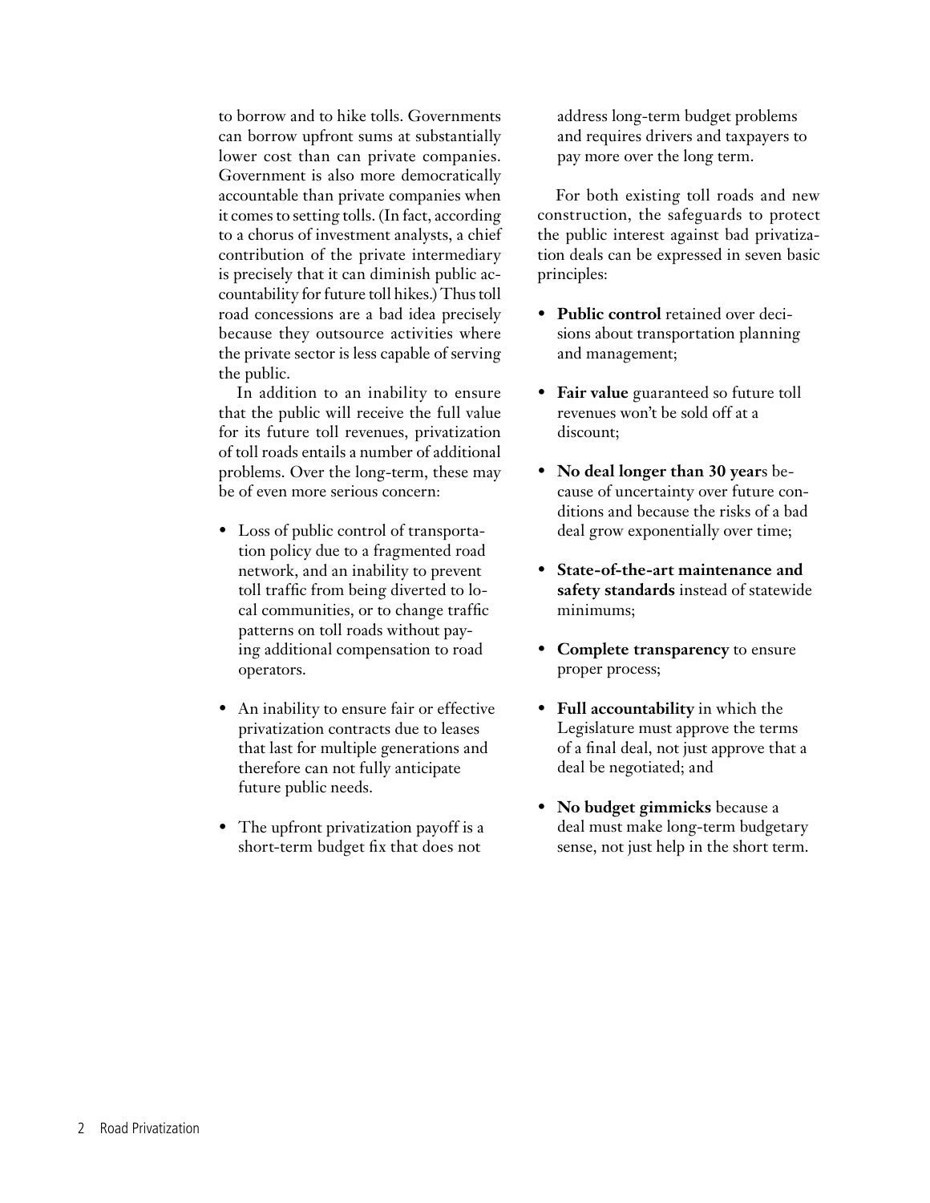to borrow and to hike tolls. Governments can borrow upfront sums at substantially lower cost than can private companies. Government is also more democratically accountable than private companies when it comes to setting tolls. (In fact, according to a chorus of investment analysts, a chief contribution of the private intermediary is precisely that it can diminish public accountability for future toll hikes.) Thus toll road concessions are a bad idea precisely because they outsource activities where the private sector is less capable of serving the public.

In addition to an inability to ensure that the public will receive the full value for its future toll revenues, privatization of toll roads entails a number of additional problems. Over the long-term, these may be of even more serious concern:

- Loss of public control of transportation policy due to a fragmented road network, and an inability to prevent toll traffic from being diverted to local communities, or to change traffic patterns on toll roads without paying additional compensation to road operators.
- An inability to ensure fair or effective privatization contracts due to leases that last for multiple generations and therefore can not fully anticipate future public needs.
- The upfront privatization payoff is a short-term budget fix that does not address long-term budget problems and requires drivers and taxpayers to pay more over the long term.

For both existing toll roads and new construction, the safeguards to protect the public interest against bad privatization deals can be expressed in seven basic principles:

- **Public control** retained over decisions about transportation planning and management;
- **Fair value** guaranteed so future toll revenues won't be sold off at a discount;
- **No deal longer than 30 year**s because of uncertainty over future conditions and because the risks of a bad deal grow exponentially over time;
- **State-of-the-art maintenance and safety standards** instead of statewide minimums;
- **Complete transparency** to ensure proper process;
- **Full accountability** in which the Legislature must approve the terms of a final deal, not just approve that a deal be negotiated; and
- **No budget gimmicks** because a deal must make long-term budgetary sense, not just help in the short term.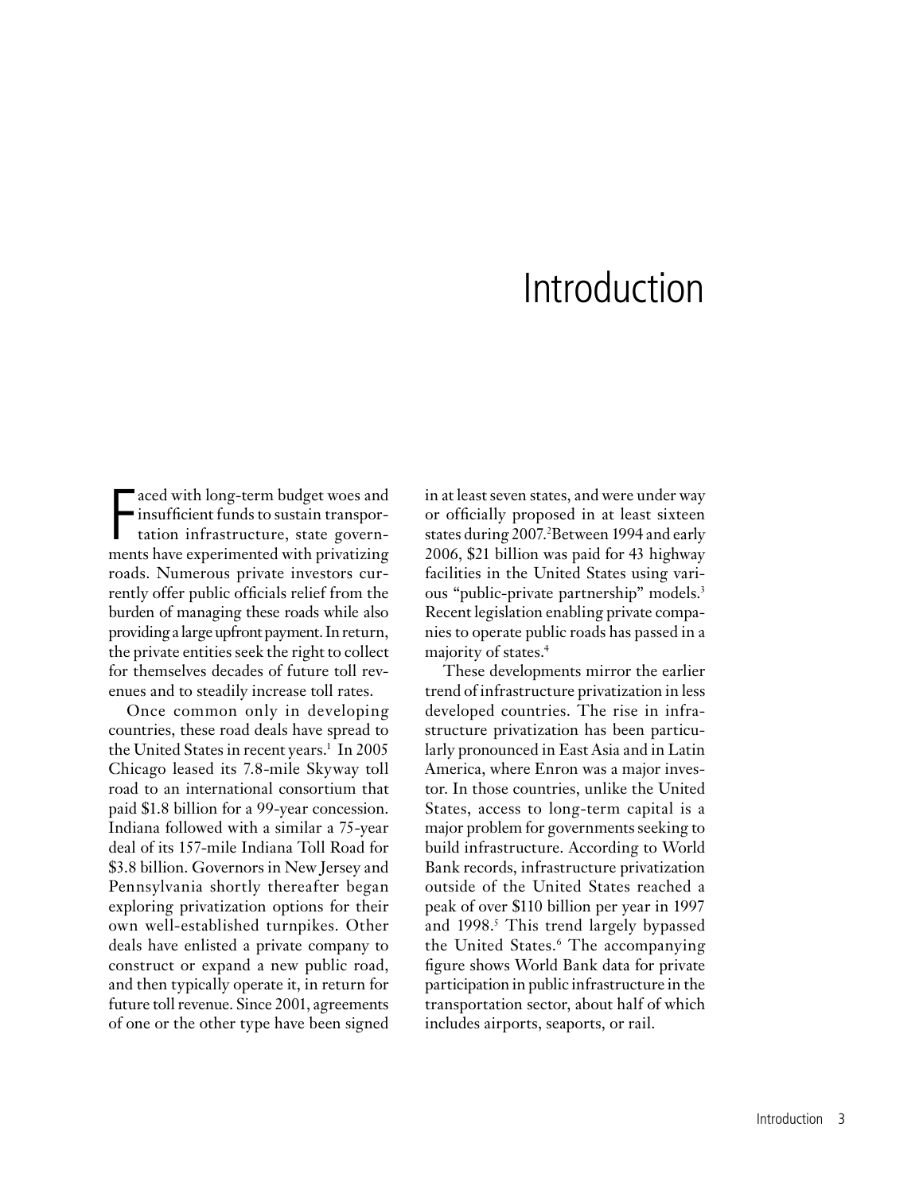# Introduction

Faced with long-term budget woes and insufficient funds to sustain transportation infrastructure, state governments have experimented with privatizing roads. Numerous private investors currently offer public officials relief from the burden of managing these roads while also providing a large upfront payment. In return, the private entities seek the right to collect for themselves decades of future toll revenues and to steadily increase toll rates.

Once common only in developing countries, these road deals have spread to the United States in recent years.[1] In 2005 Chicago leased its 7.8-mile Skyway toll road to an international consortium that paid $1.8 billion for a 99-year concession. Indiana followed with a similar a 75-year deal of its 157-mile Indiana Toll Road for $3.8 billion. Governors in New Jersey and Pennsylvania shortly thereafter began exploring privatization options for their own well-established turnpikes. Other deals have enlisted a private company to construct or expand a new public road, and then typically operate it, in return for future toll revenue. Since 2001, agreements of one or the other type have been signed in at least seven states, and were under way or officially proposed in at least sixteen states during 2007.[2] Between 1994 and early 2006, $21 billion was paid for 43 highway facilities in the United States using various "public-private partnership" models.[3] Recent legislation enabling private companies to operate public roads has passed in a majority of states.[4]

These developments mirror the earlier trend of infrastructure privatization in less developed countries. The rise in infrastructure privatization has been particularly pronounced in East Asia and in Latin America, where Enron was a major investor. In those countries, unlike the United States, access to long-term capital is a major problem for governments seeking to build infrastructure. According to World Bank records, infrastructure privatization outside of the United States reached a peak of over $110 billion per year in 1997 and 1998.[5] This trend largely bypassed the United States.[6] The accompanying figure shows World Bank data for private participation in public infrastructure in the transportation sector, about half of which includes airports, seaports, or rail.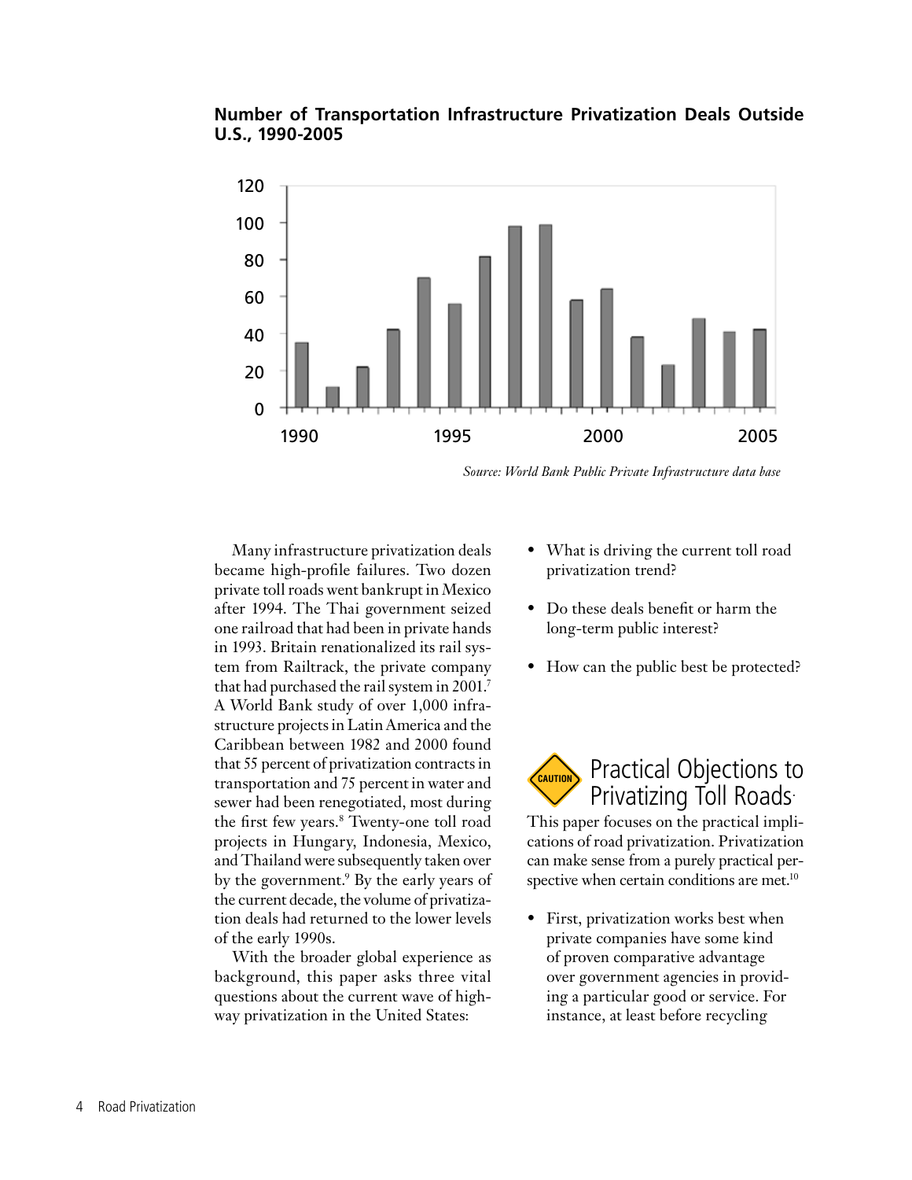**Number of Transportation Infrastructure Privatization Deals Outside U.S., 1990-2005**

*Source: World Bank Public Private Infrastructure data base*

Many infrastructure privatization deals became high-profile failures. Two dozen private toll roads went bankrupt in Mexico after 1994. The Thai government seized one railroad that had been in private hands in 1993. Britain renationalized its rail system from Railtrack, the private company that had purchased the rail system in 2001.[7] A World Bank study of over 1,000 infrastructure projects in Latin America and the Caribbean between 1982 and 2000 found that 55 percent of privatization contracts in transportation and 75 percent in water and sewer had been renegotiated, most during the first few years.[8] Twenty-one toll road projects in Hungary, Indonesia, Mexico, and Thailand were subsequently taken over by the government.[9] By the early years of the current decade, the volume of privatization deals had returned to the lower levels of the early 1990s.

With the broader global experience as background, this paper asks three vital questions about the current wave of highway privatization in the United States:

- What is driving the current toll road privatization trend?
- Do these deals benefit or harm the long-term public interest?
- How can the public best be protected?

## Practical Objections to Privatizing Toll Roads

This paper focuses on the practical implications of road privatization. Privatization can make sense from a purely practical perspective when certain conditions are met.[10]

- First, privatization works best when private companies have some kind of proven comparative advantage over government agencies in providing a particular good or service. For instance, at least before recycling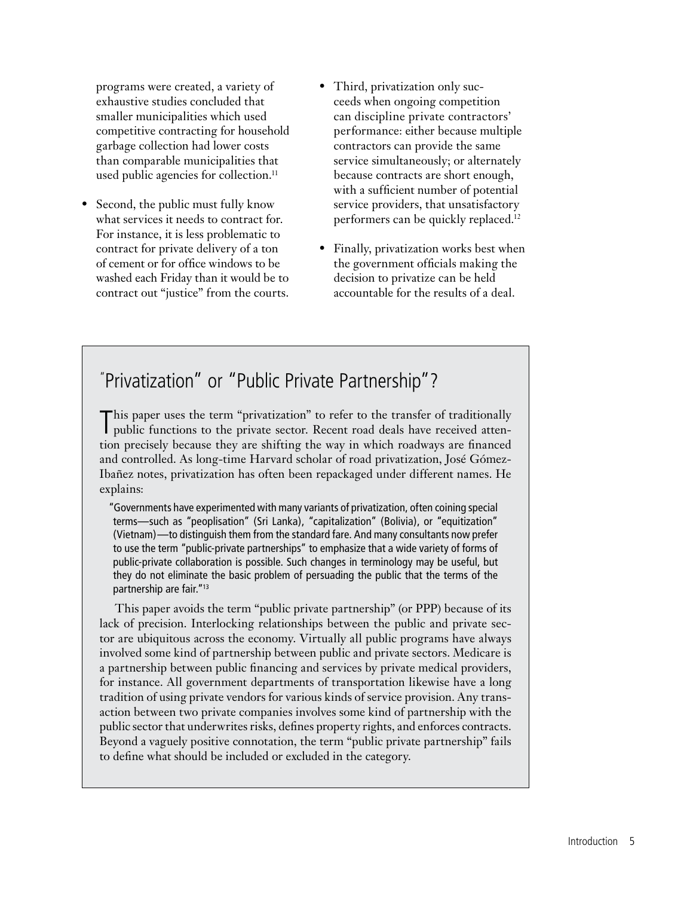programs were created, a variety of exhaustive studies concluded that smaller municipalities which used competitive contracting for household garbage collection had lower costs than comparable municipalities that used public agencies for collection.[11]

- Second, the public must fully know what services it needs to contract for. For instance, it is less problematic to contract for private delivery of a ton of cement or for office windows to be washed each Friday than it would be to contract out "justice" from the courts.
- Third, privatization only succeeds when ongoing competition can discipline private contractors' performance: either because multiple contractors can provide the same service simultaneously; or alternately because contracts are short enough, with a sufficient number of potential service providers, that unsatisfactory performers can be quickly replaced.[12]
- Finally, privatization works best when the government officials making the decision to privatize can be held accountable for the results of a deal.

## "Privatization" or "Public Private Partnership"?

This paper uses the term "privatization" to refer to the transfer of traditionally public functions to the private sector. Recent road deals have received attention precisely because they are shifting the way in which roadways are financed and controlled. As long-time Harvard scholar of road privatization, José Gómez-Ibañez notes, privatization has often been repackaged under different names. He explains:

> "Governments have experimented with many variants of privatization, often coining special terms—such as "peoplisation" (Sri Lanka), "capitalization" (Bolivia), or "equitization" (Vietnam)—to distinguish them from the standard fare. And many consultants now prefer to use the term "public-private partnerships" to emphasize that a wide variety of forms of public-private collaboration is possible. Such changes in terminology may be useful, but they do not eliminate the basic problem of persuading the public that the terms of the partnership are fair."[13]

This paper avoids the term "public private partnership" (or PPP) because of its lack of precision. Interlocking relationships between the public and private sector are ubiquitous across the economy. Virtually all public programs have always involved some kind of partnership between public and private sectors. Medicare is a partnership between public financing and services by private medical providers, for instance. All government departments of transportation likewise have a long tradition of using private vendors for various kinds of service provision. Any transaction between two private companies involves some kind of partnership with the public sector that underwrites risks, defines property rights, and enforces contracts. Beyond a vaguely positive connotation, the term "public private partnership" fails to define what should be included or excluded in the category.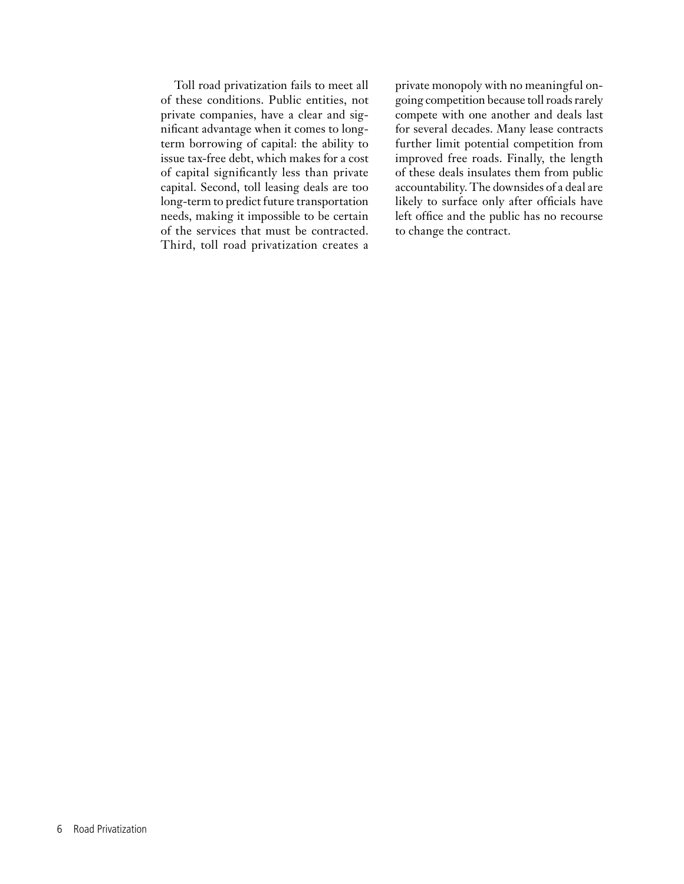Toll road privatization fails to meet all of these conditions. Public entities, not private companies, have a clear and significant advantage when it comes to long-term borrowing of capital: the ability to issue tax-free debt, which makes for a cost of capital significantly less than private capital. Second, toll leasing deals are too long-term to predict future transportation needs, making it impossible to be certain of the services that must be contracted. Third, toll road privatization creates a private monopoly with no meaningful ongoing competition because toll roads rarely compete with one another and deals last for several decades. Many lease contracts further limit potential competition from improved free roads. Finally, the length of these deals insulates them from public accountability. The downsides of a deal are likely to surface only after officials have left office and the public has no recourse to change the contract.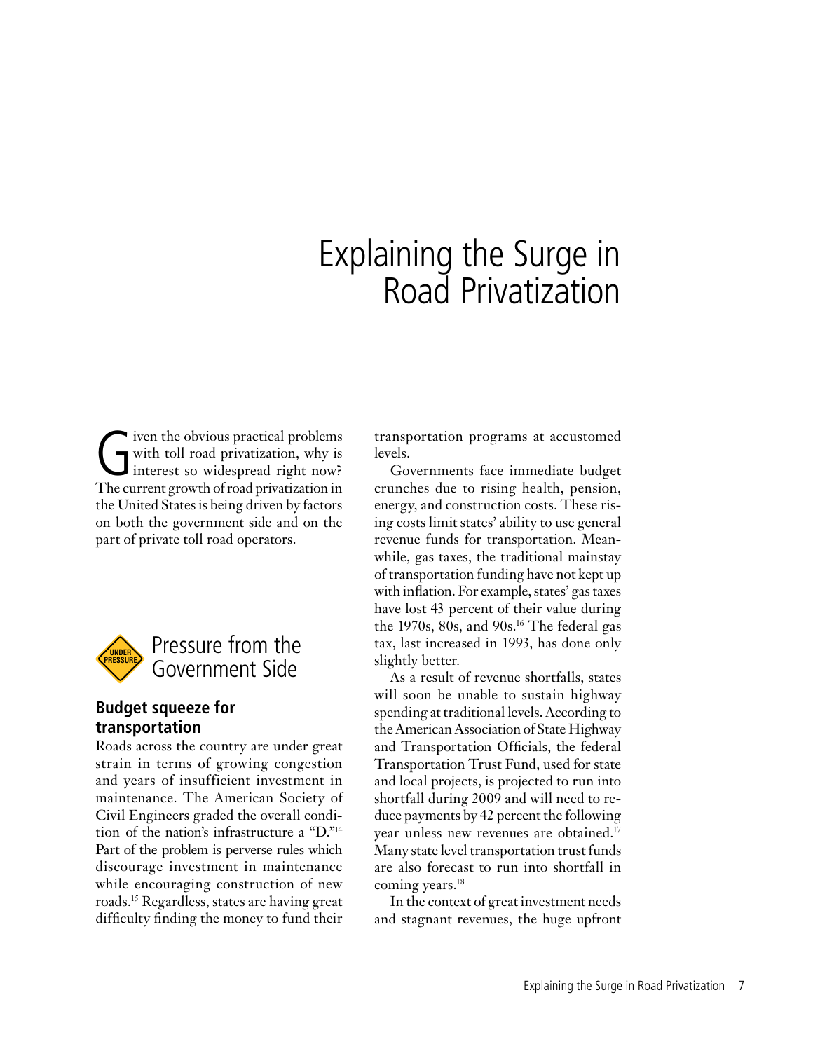# Explaining the Surge in Road Privatization

Given the obvious practical problems with toll road privatization, why is interest so widespread right now? The current growth of road privatization in the United States is being driven by factors on both the government side and on the part of private toll road operators.

## Pressure from the Government Side

### Budget squeeze for transportation

Roads across the country are under great strain in terms of growing congestion and years of insufficient investment in maintenance. The American Society of Civil Engineers graded the overall condition of the nation's infrastructure a "D."[14] Part of the problem is perverse rules which discourage investment in maintenance while encouraging construction of new roads.[15] Regardless, states are having great difficulty finding the money to fund their transportation programs at accustomed levels.

Governments face immediate budget crunches due to rising health, pension, energy, and construction costs. These rising costs limit states' ability to use general revenue funds for transportation. Meanwhile, gas taxes, the traditional mainstay of transportation funding have not kept up with inflation. For example, states' gas taxes have lost 43 percent of their value during the 1970s, 80s, and 90s.[16] The federal gas tax, last increased in 1993, has done only slightly better.

As a result of revenue shortfalls, states will soon be unable to sustain highway spending at traditional levels. According to the American Association of State Highway and Transportation Officials, the federal Transportation Trust Fund, used for state and local projects, is projected to run into shortfall during 2009 and will need to reduce payments by 42 percent the following year unless new revenues are obtained.[17] Many state level transportation trust funds are also forecast to run into shortfall in coming years.[18]

In the context of great investment needs and stagnant revenues, the huge upfront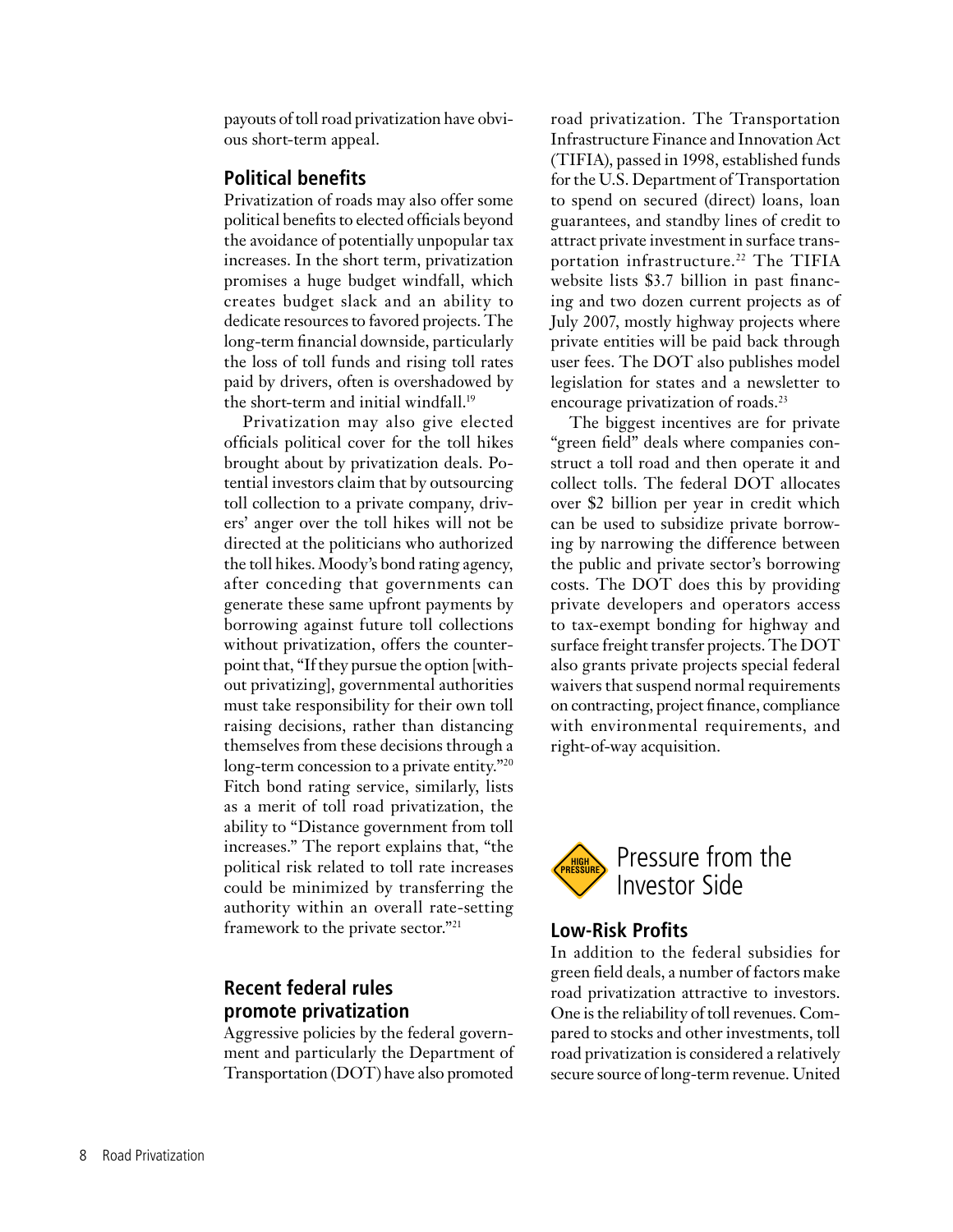payouts of toll road privatization have obvious short-term appeal.

### Political benefits

Privatization of roads may also offer some political benefits to elected officials beyond the avoidance of potentially unpopular tax increases. In the short term, privatization promises a huge budget windfall, which creates budget slack and an ability to dedicate resources to favored projects. The long-term financial downside, particularly the loss of toll funds and rising toll rates paid by drivers, often is overshadowed by the short-term and initial windfall.[19]

Privatization may also give elected officials political cover for the toll hikes brought about by privatization deals. Potential investors claim that by outsourcing toll collection to a private company, drivers' anger over the toll hikes will not be directed at the politicians who authorized the toll hikes. Moody's bond rating agency, after conceding that governments can generate these same upfront payments by borrowing against future toll collections without privatization, offers the counterpoint that, "If they pursue the option [without privatizing], governmental authorities must take responsibility for their own toll raising decisions, rather than distancing themselves from these decisions through a long-term concession to a private entity."[20] Fitch bond rating service, similarly, lists as a merit of toll road privatization, the ability to "Distance government from toll increases." The report explains that, "the political risk related to toll rate increases could be minimized by transferring the authority within an overall rate-setting framework to the private sector."[21]

### Recent federal rules promote privatization

Aggressive policies by the federal government and particularly the Department of Transportation (DOT) have also promoted road privatization. The Transportation Infrastructure Finance and Innovation Act (TIFIA), passed in 1998, established funds for the U.S. Department of Transportation to spend on secured (direct) loans, loan guarantees, and standby lines of credit to attract private investment in surface transportation infrastructure.[22] The TIFIA website lists $3.7 billion in past financing and two dozen current projects as of July 2007, mostly highway projects where private entities will be paid back through user fees. The DOT also publishes model legislation for states and a newsletter to encourage privatization of roads.[23]

The biggest incentives are for private "green field" deals where companies construct a toll road and then operate it and collect tolls. The federal DOT allocates over $2 billion per year in credit which can be used to subsidize private borrowing by narrowing the difference between the public and private sector's borrowing costs. The DOT does this by providing private developers and operators access to tax-exempt bonding for highway and surface freight transfer projects. The DOT also grants private projects special federal waivers that suspend normal requirements on contracting, project finance, compliance with environmental requirements, and right-of-way acquisition.

## Pressure from the Investor Side

### Low-Risk Profits

In addition to the federal subsidies for green field deals, a number of factors make road privatization attractive to investors. One is the reliability of toll revenues. Compared to stocks and other investments, toll road privatization is considered a relatively secure source of long-term revenue. United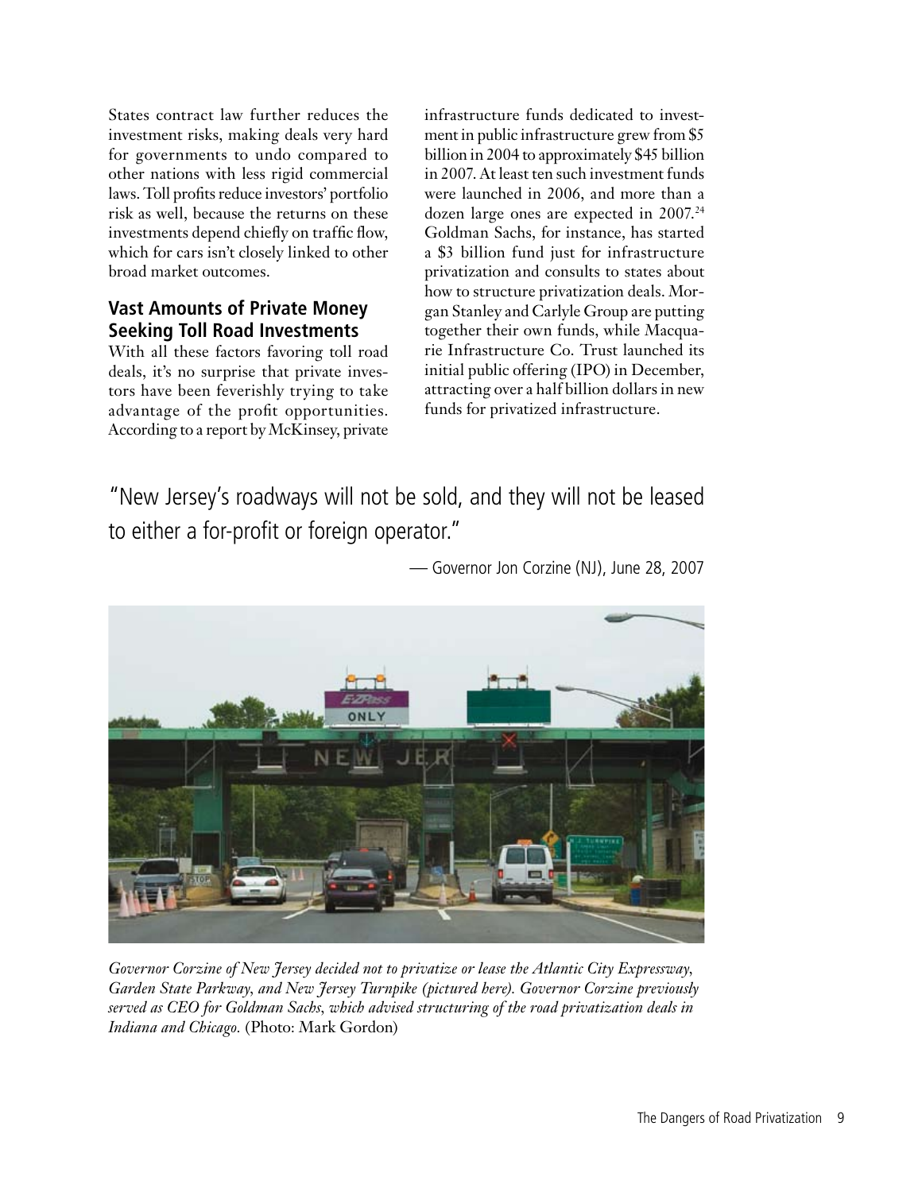States contract law further reduces the investment risks, making deals very hard for governments to undo compared to other nations with less rigid commercial laws. Toll profits reduce investors' portfolio risk as well, because the returns on these investments depend chiefly on traffic flow, which for cars isn't closely linked to other broad market outcomes.

### Vast Amounts of Private Money Seeking Toll Road Investments

With all these factors favoring toll road deals, it's no surprise that private investors have been feverishly trying to take advantage of the profit opportunities. According to a report by McKinsey, private infrastructure funds dedicated to investment in public infrastructure grew from $5 billion in 2004 to approximately $45 billion in 2007. At least ten such investment funds were launched in 2006, and more than a dozen large ones are expected in 2007.[24] Goldman Sachs, for instance, has started a $3 billion fund just for infrastructure privatization and consults to states about how to structure privatization deals. Morgan Stanley and Carlyle Group are putting together their own funds, while Macquarie Infrastructure Co. Trust launched its initial public offering (IPO) in December, attracting over a half billion dollars in new funds for privatized infrastructure.

"New Jersey's roadways will not be sold, and they will not be leased to either a for-profit or foreign operator."

— Governor Jon Corzine (NJ), June 28, 2007

*Governor Corzine of New Jersey decided not to privatize or lease the Atlantic City Expressway, Garden State Parkway, and New Jersey Turnpike (pictured here). Governor Corzine previously served as CEO for Goldman Sachs, which advised structuring of the road privatization deals in Indiana and Chicago.* (Photo: Mark Gordon)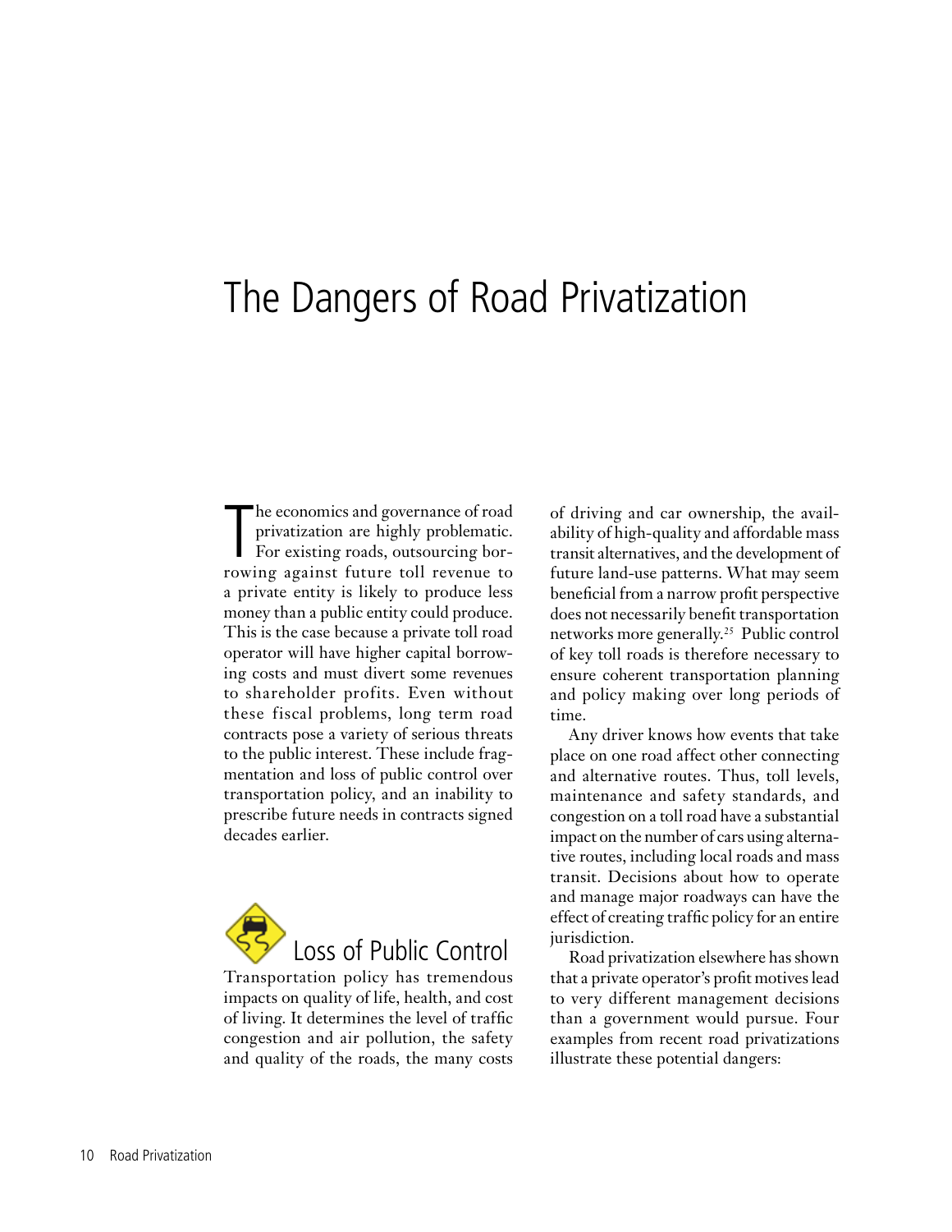# The Dangers of Road Privatization

The economics and governance of road privatization are highly problematic. For existing roads, outsourcing borrowing against future toll revenue to a private entity is likely to produce less money than a public entity could produce. This is the case because a private toll road operator will have higher capital borrowing costs and must divert some revenues to shareholder profits. Even without these fiscal problems, long term road contracts pose a variety of serious threats to the public interest. These include fragmentation and loss of public control over transportation policy, and an inability to prescribe future needs in contracts signed decades earlier.

## Loss of Public Control

Transportation policy has tremendous impacts on quality of life, health, and cost of living. It determines the level of traffic congestion and air pollution, the safety and quality of the roads, the many costs of driving and car ownership, the availability of high-quality and affordable mass transit alternatives, and the development of future land-use patterns. What may seem beneficial from a narrow profit perspective does not necessarily benefit transportation networks more generally.[25] Public control of key toll roads is therefore necessary to ensure coherent transportation planning and policy making over long periods of time.

Any driver knows how events that take place on one road affect other connecting and alternative routes. Thus, toll levels, maintenance and safety standards, and congestion on a toll road have a substantial impact on the number of cars using alternative routes, including local roads and mass transit. Decisions about how to operate and manage major roadways can have the effect of creating traffic policy for an entire jurisdiction.

Road privatization elsewhere has shown that a private operator's profit motives lead to very different management decisions than a government would pursue. Four examples from recent road privatizations illustrate these potential dangers: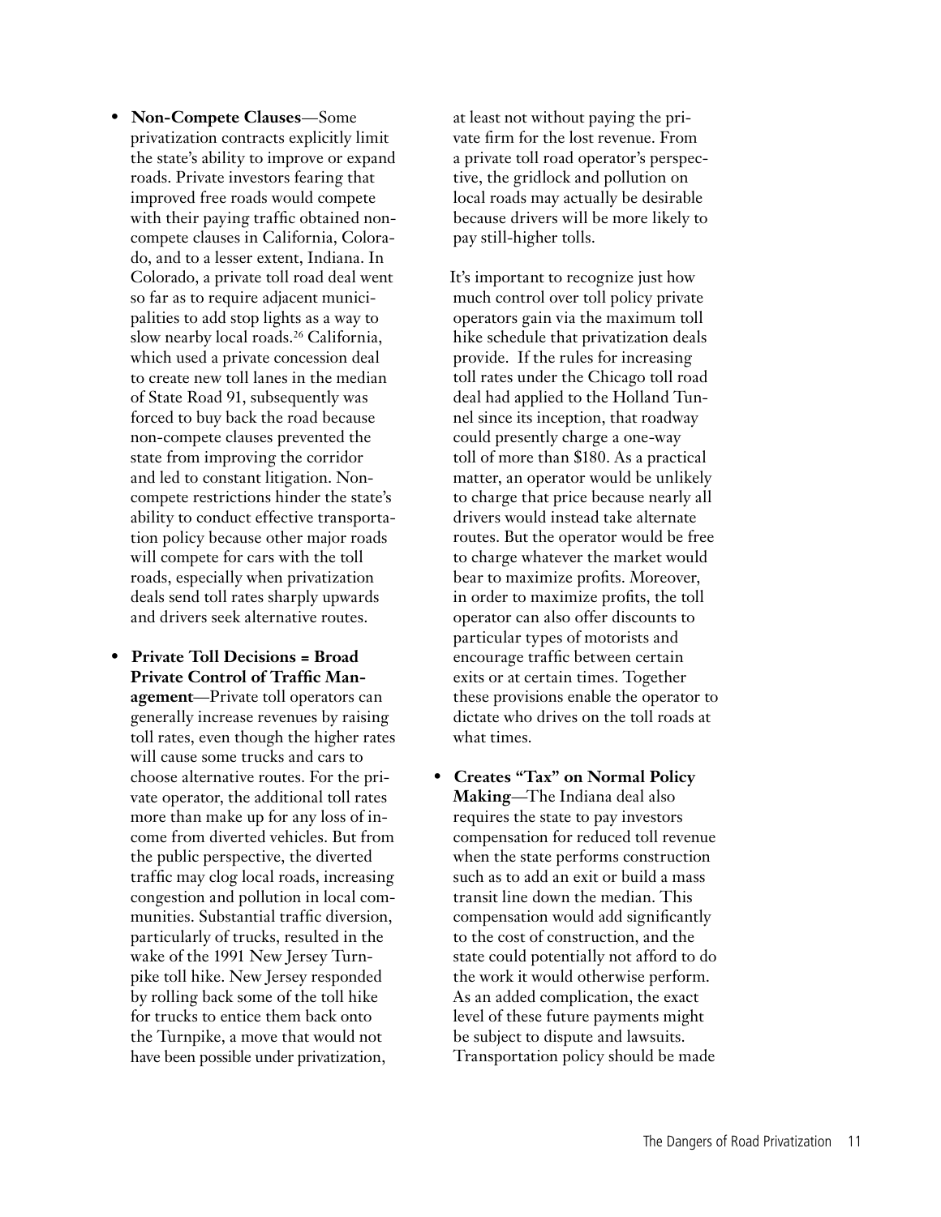- **Non-Compete Clauses**—Some privatization contracts explicitly limit the state's ability to improve or expand roads. Private investors fearing that improved free roads would compete with their paying traffic obtained non-compete clauses in California, Colorado, and to a lesser extent, Indiana. In Colorado, a private toll road deal went so far as to require adjacent municipalities to add stop lights as a way to slow nearby local roads.[26] California, which used a private concession deal to create new toll lanes in the median of State Road 91, subsequently was forced to buy back the road because non-compete clauses prevented the state from improving the corridor and led to constant litigation. Non-compete restrictions hinder the state's ability to conduct effective transportation policy because other major roads will compete for cars with the toll roads, especially when privatization deals send toll rates sharply upwards and drivers seek alternative routes.

- **Private Toll Decisions = Broad Private Control of Traffic Management**—Private toll operators can generally increase revenues by raising toll rates, even though the higher rates will cause some trucks and cars to choose alternative routes. For the private operator, the additional toll rates more than make up for any loss of income from diverted vehicles. But from the public perspective, the diverted traffic may clog local roads, increasing congestion and pollution in local communities. Substantial traffic diversion, particularly of trucks, resulted in the wake of the 1991 New Jersey Turnpike toll hike. New Jersey responded by rolling back some of the toll hike for trucks to entice them back onto the Turnpike, a move that would not have been possible under privatization, at least not without paying the private firm for the lost revenue. From a private toll road operator's perspective, the gridlock and pollution on local roads may actually be desirable because drivers will be more likely to pay still-higher tolls.

  It's important to recognize just how much control over toll policy private operators gain via the maximum toll hike schedule that privatization deals provide. If the rules for increasing toll rates under the Chicago toll road deal had applied to the Holland Tunnel since its inception, that roadway could presently charge a one-way toll of more than $180. As a practical matter, an operator would be unlikely to charge that price because nearly all drivers would instead take alternate routes. But the operator would be free to charge whatever the market would bear to maximize profits. Moreover, in order to maximize profits, the toll operator can also offer discounts to particular types of motorists and encourage traffic between certain exits or at certain times. Together these provisions enable the operator to dictate who drives on the toll roads at what times.

- **Creates "Tax" on Normal Policy Making**—The Indiana deal also requires the state to pay investors compensation for reduced toll revenue when the state performs construction such as to add an exit or build a mass transit line down the median. This compensation would add significantly to the cost of construction, and the state could potentially not afford to do the work it would otherwise perform. As an added complication, the exact level of these future payments might be subject to dispute and lawsuits. Transportation policy should be made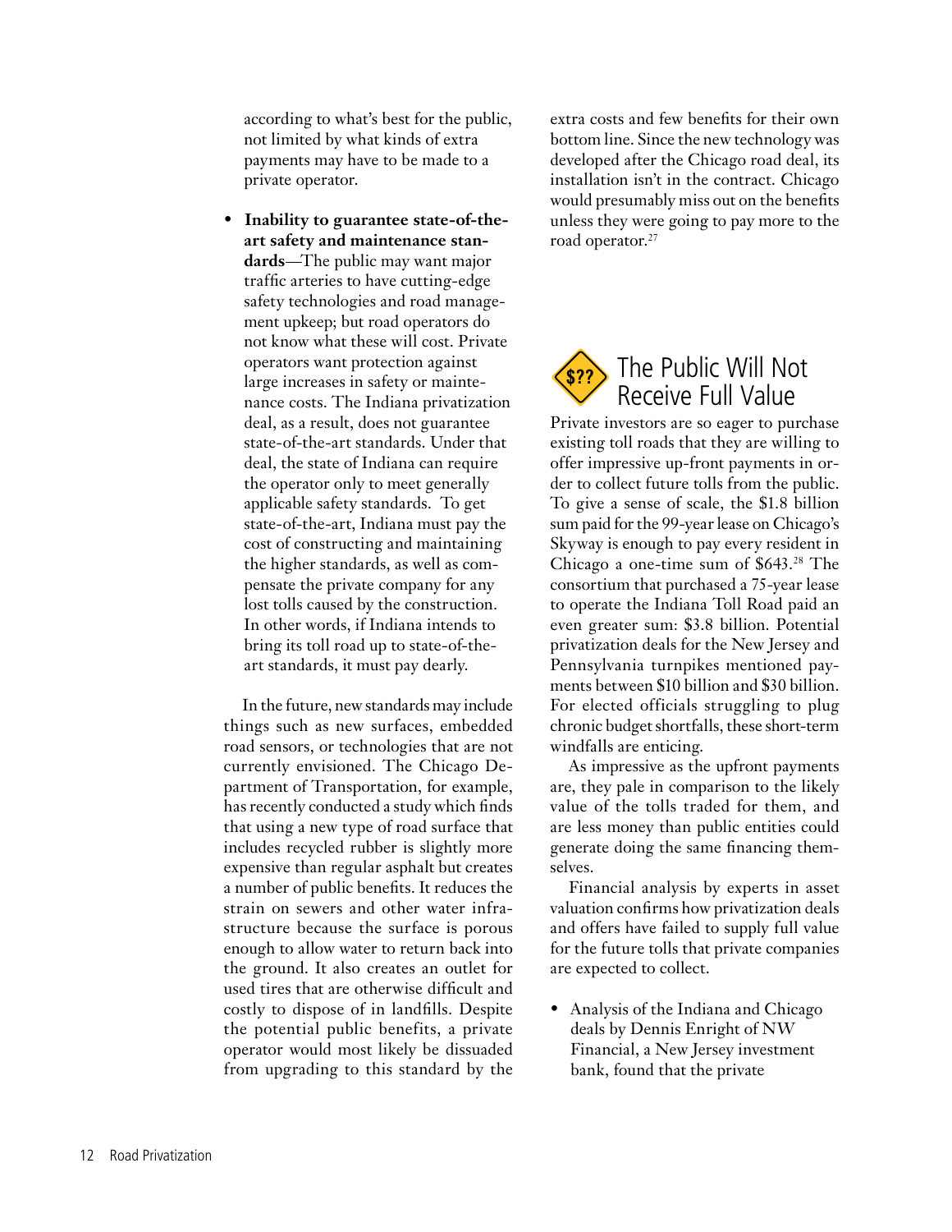according to what's best for the public, not limited by what kinds of extra payments may have to be made to a private operator.

- **Inability to guarantee state-of-the-art safety and maintenance standards**—The public may want major traffic arteries to have cutting-edge safety technologies and road management upkeep; but road operators do not know what these will cost. Private operators want protection against large increases in safety or maintenance costs. The Indiana privatization deal, as a result, does not guarantee state-of-the-art standards. Under that deal, the state of Indiana can require the operator only to meet generally applicable safety standards. To get state-of-the-art, Indiana must pay the cost of constructing and maintaining the higher standards, as well as compensate the private company for any lost tolls caused by the construction. In other words, if Indiana intends to bring its toll road up to state-of-the-art standards, it must pay dearly.

In the future, new standards may include things such as new surfaces, embedded road sensors, or technologies that are not currently envisioned. The Chicago Department of Transportation, for example, has recently conducted a study which finds that using a new type of road surface that includes recycled rubber is slightly more expensive than regular asphalt but creates a number of public benefits. It reduces the strain on sewers and other water infrastructure because the surface is porous enough to allow water to return back into the ground. It also creates an outlet for used tires that are otherwise difficult and costly to dispose of in landfills. Despite the potential public benefits, a private operator would most likely be dissuaded from upgrading to this standard by the extra costs and few benefits for their own bottom line. Since the new technology was developed after the Chicago road deal, its installation isn't in the contract. Chicago would presumably miss out on the benefits unless they were going to pay more to the road operator.[27]

## The Public Will Not Receive Full Value

Private investors are so eager to purchase existing toll roads that they are willing to offer impressive up-front payments in order to collect future tolls from the public. To give a sense of scale, the $1.8 billion sum paid for the 99-year lease on Chicago's Skyway is enough to pay every resident in Chicago a one-time sum of $643.[28] The consortium that purchased a 75-year lease to operate the Indiana Toll Road paid an even greater sum: $3.8 billion. Potential privatization deals for the New Jersey and Pennsylvania turnpikes mentioned payments between $10 billion and $30 billion. For elected officials struggling to plug chronic budget shortfalls, these short-term windfalls are enticing.

As impressive as the upfront payments are, they pale in comparison to the likely value of the tolls traded for them, and are less money than public entities could generate doing the same financing themselves.

Financial analysis by experts in asset valuation confirms how privatization deals and offers have failed to supply full value for the future tolls that private companies are expected to collect.

- Analysis of the Indiana and Chicago deals by Dennis Enright of NW Financial, a New Jersey investment bank, found that the private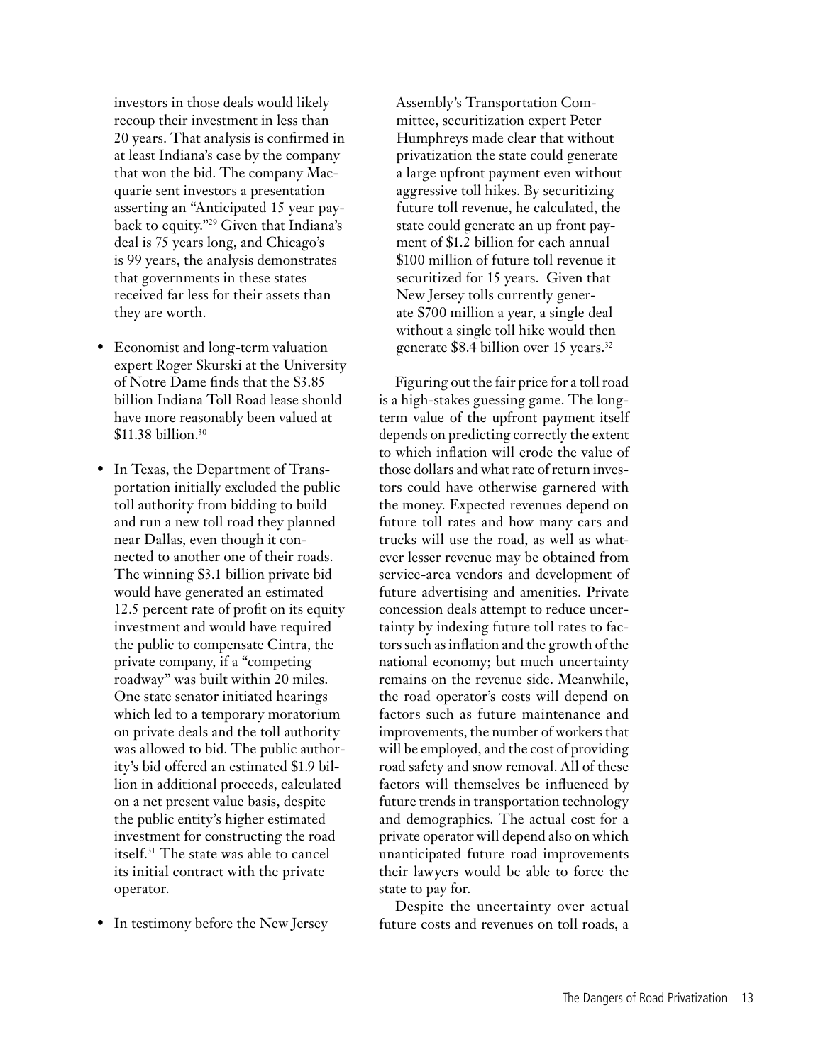investors in those deals would likely recoup their investment in less than 20 years. That analysis is confirmed in at least Indiana's case by the company that won the bid. The company Macquarie sent investors a presentation asserting an "Anticipated 15 year payback to equity."[29] Given that Indiana's deal is 75 years long, and Chicago's is 99 years, the analysis demonstrates that governments in these states received far less for their assets than they are worth.

- Economist and long-term valuation expert Roger Skurski at the University of Notre Dame finds that the $3.85 billion Indiana Toll Road lease should have more reasonably been valued at $11.38 billion.[30]

- In Texas, the Department of Transportation initially excluded the public toll authority from bidding to build and run a new toll road they planned near Dallas, even though it connected to another one of their roads. The winning $3.1 billion private bid would have generated an estimated 12.5 percent rate of profit on its equity investment and would have required the public to compensate Cintra, the private company, if a "competing roadway" was built within 20 miles. One state senator initiated hearings which led to a temporary moratorium on private deals and the toll authority was allowed to bid. The public authority's bid offered an estimated $1.9 billion in additional proceeds, calculated on a net present value basis, despite the public entity's higher estimated investment for constructing the road itself.[31] The state was able to cancel its initial contract with the private operator.

- In testimony before the New Jersey Assembly's Transportation Committee, securitization expert Peter Humphreys made clear that without privatization the state could generate a large upfront payment even without aggressive toll hikes. By securitizing future toll revenue, he calculated, the state could generate an up front payment of $1.2 billion for each annual $100 million of future toll revenue it securitized for 15 years. Given that New Jersey tolls currently generate $700 million a year, a single deal without a single toll hike would then generate $8.4 billion over 15 years.[32]

Figuring out the fair price for a toll road is a high-stakes guessing game. The long-term value of the upfront payment itself depends on predicting correctly the extent to which inflation will erode the value of those dollars and what rate of return investors could have otherwise garnered with the money. Expected revenues depend on future toll rates and how many cars and trucks will use the road, as well as whatever lesser revenue may be obtained from service-area vendors and development of future advertising and amenities. Private concession deals attempt to reduce uncertainty by indexing future toll rates to factors such as inflation and the growth of the national economy; but much uncertainty remains on the revenue side. Meanwhile, the road operator's costs will depend on factors such as future maintenance and improvements, the number of workers that will be employed, and the cost of providing road safety and snow removal. All of these factors will themselves be influenced by future trends in transportation technology and demographics. The actual cost for a private operator will depend also on which unanticipated future road improvements their lawyers would be able to force the state to pay for.

Despite the uncertainty over actual future costs and revenues on toll roads, a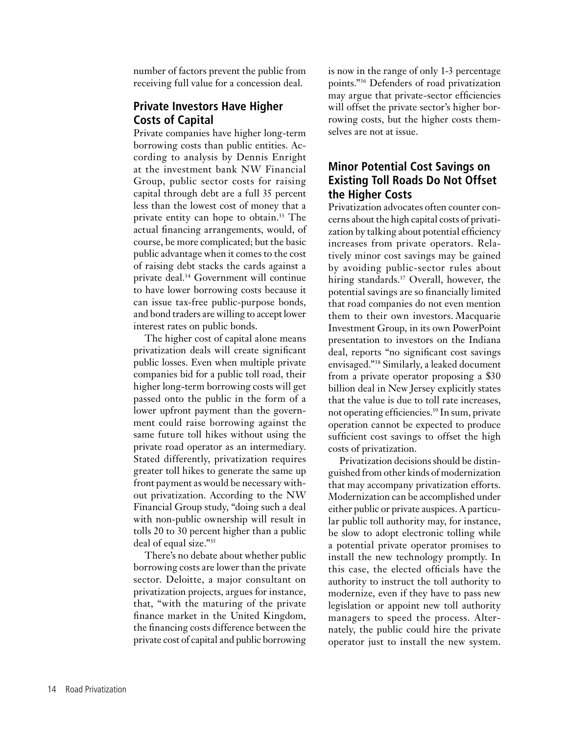number of factors prevent the public from receiving full value for a concession deal.

### Private Investors Have Higher Costs of Capital

Private companies have higher long-term borrowing costs than public entities. According to analysis by Dennis Enright at the investment bank NW Financial Group, public sector costs for raising capital through debt are a full 35 percent less than the lowest cost of money that a private entity can hope to obtain.[33] The actual financing arrangements, would, of course, be more complicated; but the basic public advantage when it comes to the cost of raising debt stacks the cards against a private deal.[34] Government will continue to have lower borrowing costs because it can issue tax-free public-purpose bonds, and bond traders are willing to accept lower interest rates on public bonds.

The higher cost of capital alone means privatization deals will create significant public losses. Even when multiple private companies bid for a public toll road, their higher long-term borrowing costs will get passed onto the public in the form of a lower upfront payment than the government could raise borrowing against the same future toll hikes without using the private road operator as an intermediary. Stated differently, privatization requires greater toll hikes to generate the same up front payment as would be necessary without privatization. According to the NW Financial Group study, "doing such a deal with non-public ownership will result in tolls 20 to 30 percent higher than a public deal of equal size."[35]

There's no debate about whether public borrowing costs are lower than the private sector. Deloitte, a major consultant on privatization projects, argues for instance, that, "with the maturing of the private finance market in the United Kingdom, the financing costs difference between the private cost of capital and public borrowing is now in the range of only 1-3 percentage points."[36] Defenders of road privatization may argue that private-sector efficiencies will offset the private sector's higher borrowing costs, but the higher costs themselves are not at issue.

### Minor Potential Cost Savings on Existing Toll Roads Do Not Offset the Higher Costs

Privatization advocates often counter concerns about the high capital costs of privatization by talking about potential efficiency increases from private operators. Relatively minor cost savings may be gained by avoiding public-sector rules about hiring standards.[37] Overall, however, the potential savings are so financially limited that road companies do not even mention them to their own investors. Macquarie Investment Group, in its own PowerPoint presentation to investors on the Indiana deal, reports "no significant cost savings envisaged."[38] Similarly, a leaked document from a private operator proposing a $30 billion deal in New Jersey explicitly states that the value is due to toll rate increases, not operating efficiencies.[39] In sum, private operation cannot be expected to produce sufficient cost savings to offset the high costs of privatization.

Privatization decisions should be distinguished from other kinds of modernization that may accompany privatization efforts. Modernization can be accomplished under either public or private auspices. A particular public toll authority may, for instance, be slow to adopt electronic tolling while a potential private operator promises to install the new technology promptly. In this case, the elected officials have the authority to instruct the toll authority to modernize, even if they have to pass new legislation or appoint new toll authority managers to speed the process. Alternately, the public could hire the private operator just to install the new system.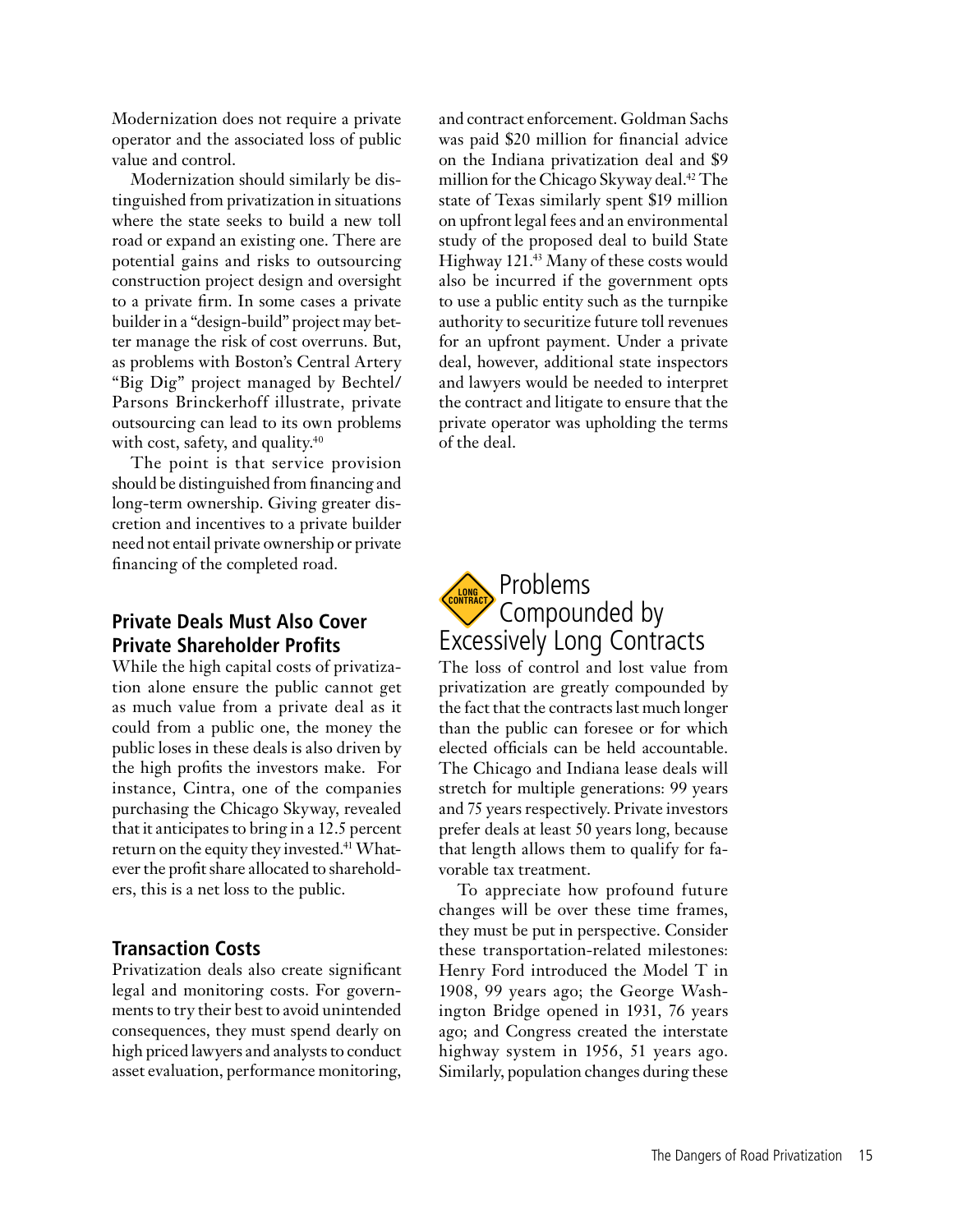Modernization does not require a private operator and the associated loss of public value and control.

Modernization should similarly be distinguished from privatization in situations where the state seeks to build a new toll road or expand an existing one. There are potential gains and risks to outsourcing construction project design and oversight to a private firm. In some cases a private builder in a "design-build" project may better manage the risk of cost overruns. But, as problems with Boston's Central Artery "Big Dig" project managed by Bechtel/Parsons Brinckerhoff illustrate, private outsourcing can lead to its own problems with cost, safety, and quality.[40]

The point is that service provision should be distinguished from financing and long-term ownership. Giving greater discretion and incentives to a private builder need not entail private ownership or private financing of the completed road.

### Private Deals Must Also Cover Private Shareholder Profits

While the high capital costs of privatization alone ensure the public cannot get as much value from a private deal as it could from a public one, the money the public loses in these deals is also driven by the high profits the investors make. For instance, Cintra, one of the companies purchasing the Chicago Skyway, revealed that it anticipates to bring in a 12.5 percent return on the equity they invested.[41] Whatever the profit share allocated to shareholders, this is a net loss to the public.

### Transaction Costs

Privatization deals also create significant legal and monitoring costs. For governments to try their best to avoid unintended consequences, they must spend dearly on high priced lawyers and analysts to conduct asset evaluation, performance monitoring, and contract enforcement. Goldman Sachs was paid $20 million for financial advice on the Indiana privatization deal and $9 million for the Chicago Skyway deal.[42] The state of Texas similarly spent $19 million on upfront legal fees and an environmental study of the proposed deal to build State Highway 121.[43] Many of these costs would also be incurred if the government opts to use a public entity such as the turnpike authority to securitize future toll revenues for an upfront payment. Under a private deal, however, additional state inspectors and lawyers would be needed to interpret the contract and litigate to ensure that the private operator was upholding the terms of the deal.

## LONG CONTRACT Problems Compounded by Excessively Long Contracts

The loss of control and lost value from privatization are greatly compounded by the fact that the contracts last much longer than the public can foresee or for which elected officials can be held accountable. The Chicago and Indiana lease deals will stretch for multiple generations: 99 years and 75 years respectively. Private investors prefer deals at least 50 years long, because that length allows them to qualify for favorable tax treatment.

To appreciate how profound future changes will be over these time frames, they must be put in perspective. Consider these transportation-related milestones: Henry Ford introduced the Model T in 1908, 99 years ago; the George Washington Bridge opened in 1931, 76 years ago; and Congress created the interstate highway system in 1956, 51 years ago. Similarly, population changes during these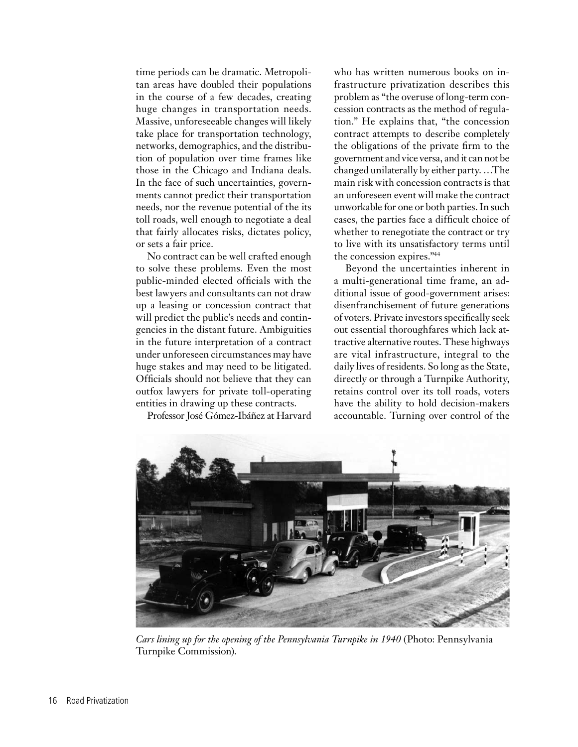time periods can be dramatic. Metropolitan areas have doubled their populations in the course of a few decades, creating huge changes in transportation needs. Massive, unforeseeable changes will likely take place for transportation technology, networks, demographics, and the distribution of population over time frames like those in the Chicago and Indiana deals. In the face of such uncertainties, governments cannot predict their transportation needs, nor the revenue potential of the its toll roads, well enough to negotiate a deal that fairly allocates risks, dictates policy, or sets a fair price.

No contract can be well crafted enough to solve these problems. Even the most public-minded elected officials with the best lawyers and consultants can not draw up a leasing or concession contract that will predict the public's needs and contingencies in the distant future. Ambiguities in the future interpretation of a contract under unforeseen circumstances may have huge stakes and may need to be litigated. Officials should not believe that they can outfox lawyers for private toll-operating entities in drawing up these contracts.

Professor José Gómez-Ibáñez at Harvard who has written numerous books on infrastructure privatization describes this problem as "the overuse of long-term concession contracts as the method of regulation." He explains that, "the concession contract attempts to describe completely the obligations of the private firm to the government and vice versa, and it can not be changed unilaterally by either party. …The main risk with concession contracts is that an unforeseen event will make the contract unworkable for one or both parties. In such cases, the parties face a difficult choice of whether to renegotiate the contract or try to live with its unsatisfactory terms until the concession expires."[44]

Beyond the uncertainties inherent in a multi-generational time frame, an additional issue of good-government arises: disenfranchisement of future generations of voters. Private investors specifically seek out essential thoroughfares which lack attractive alternative routes. These highways are vital infrastructure, integral to the daily lives of residents. So long as the State, directly or through a Turnpike Authority, retains control over its toll roads, voters have the ability to hold decision-makers accountable. Turning over control of the

*Cars lining up for the opening of the Pennsylvania Turnpike in 1940* (Photo: Pennsylvania Turnpike Commission).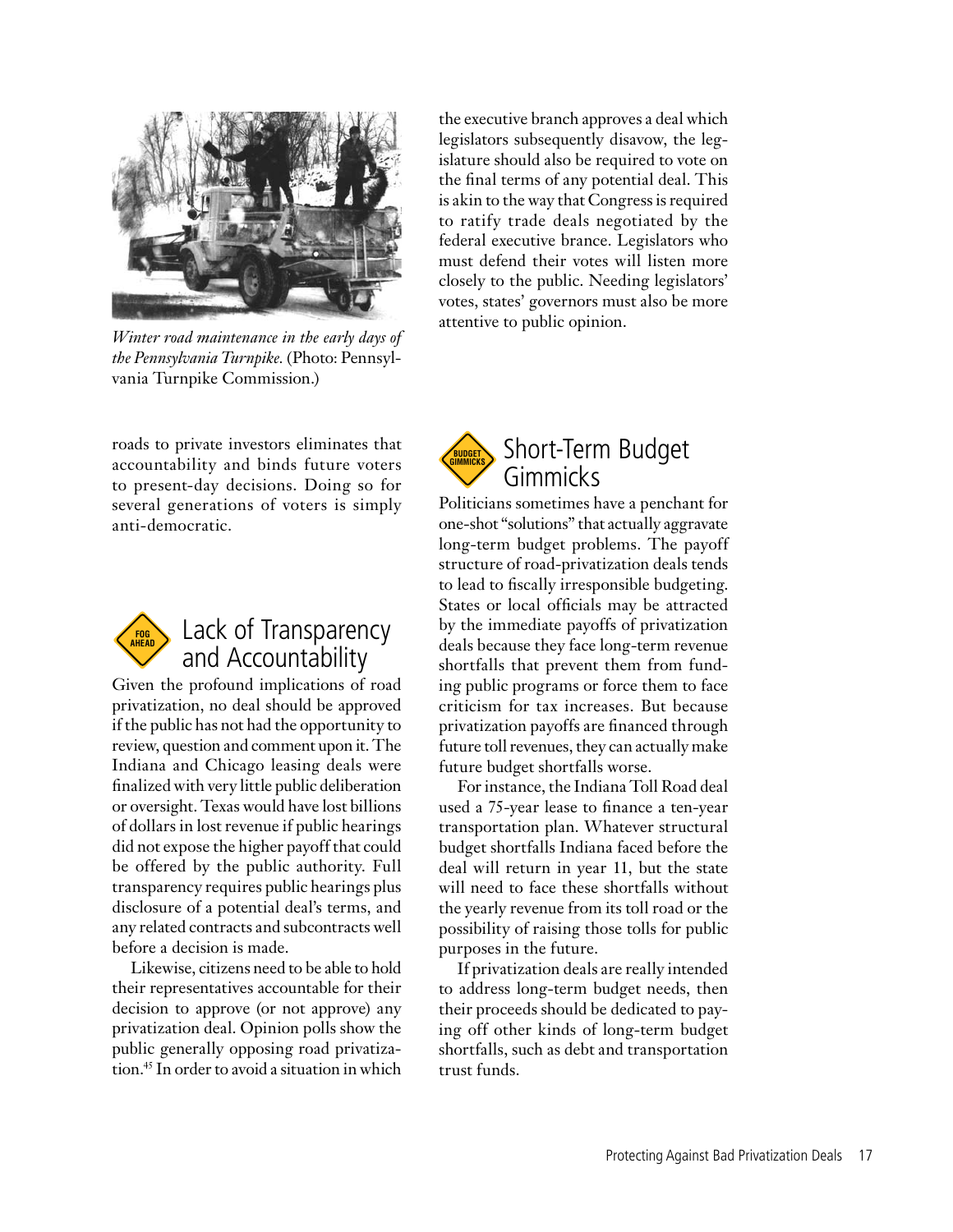*Winter road maintenance in the early days of the Pennsylvania Turnpike.* (Photo: Pennsylvania Turnpike Commission.)

roads to private investors eliminates that accountability and binds future voters to present-day decisions. Doing so for several generations of voters is simply anti-democratic.

## Lack of Transparency and Accountability

Given the profound implications of road privatization, no deal should be approved if the public has not had the opportunity to review, question and comment upon it. The Indiana and Chicago leasing deals were finalized with very little public deliberation or oversight. Texas would have lost billions of dollars in lost revenue if public hearings did not expose the higher payoff that could be offered by the public authority. Full transparency requires public hearings plus disclosure of a potential deal's terms, and any related contracts and subcontracts well before a decision is made.

Likewise, citizens need to be able to hold their representatives accountable for their decision to approve (or not approve) any privatization deal. Opinion polls show the public generally opposing road privatization.[45] In order to avoid a situation in which the executive branch approves a deal which legislators subsequently disavow, the legislature should also be required to vote on the final terms of any potential deal. This is akin to the way that Congress is required to ratify trade deals negotiated by the federal executive brance. Legislators who must defend their votes will listen more closely to the public. Needing legislators' votes, states' governors must also be more attentive to public opinion.

## Short-Term Budget Gimmicks

Politicians sometimes have a penchant for one-shot "solutions" that actually aggravate long-term budget problems. The payoff structure of road-privatization deals tends to lead to fiscally irresponsible budgeting. States or local officials may be attracted by the immediate payoffs of privatization deals because they face long-term revenue shortfalls that prevent them from funding public programs or force them to face criticism for tax increases. But because privatization payoffs are financed through future toll revenues, they can actually make future budget shortfalls worse.

For instance, the Indiana Toll Road deal used a 75-year lease to finance a ten-year transportation plan. Whatever structural budget shortfalls Indiana faced before the deal will return in year 11, but the state will need to face these shortfalls without the yearly revenue from its toll road or the possibility of raising those tolls for public purposes in the future.

If privatization deals are really intended to address long-term budget needs, then their proceeds should be dedicated to paying off other kinds of long-term budget shortfalls, such as debt and transportation trust funds.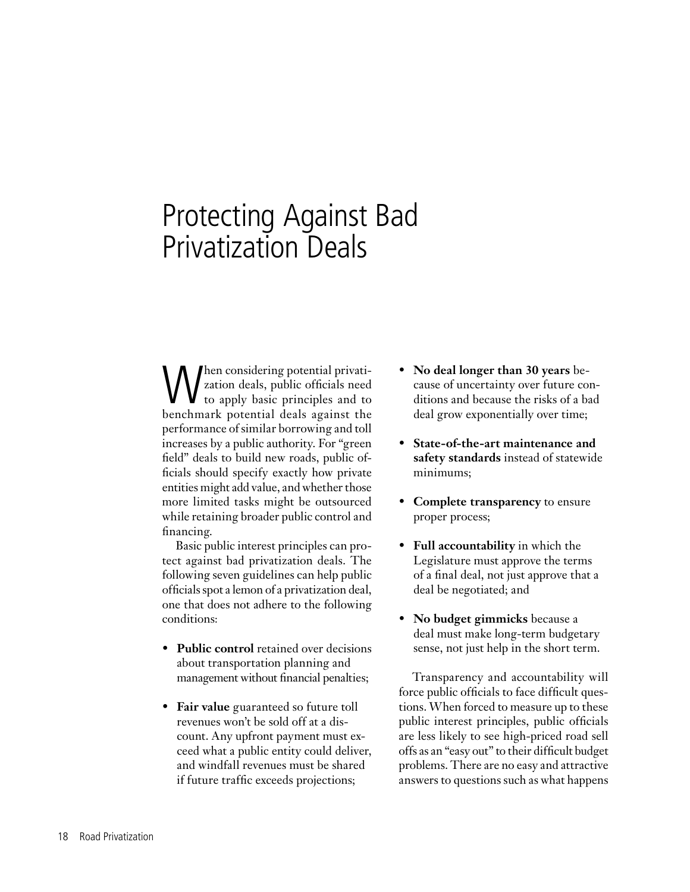# Protecting Against Bad Privatization Deals

When considering potential privatization deals, public officials need to apply basic principles and to benchmark potential deals against the performance of similar borrowing and toll increases by a public authority. For "green field" deals to build new roads, public officials should specify exactly how private entities might add value, and whether those more limited tasks might be outsourced while retaining broader public control and financing.

Basic public interest principles can protect against bad privatization deals. The following seven guidelines can help public officials spot a lemon of a privatization deal, one that does not adhere to the following conditions:

- **Public control** retained over decisions about transportation planning and management without financial penalties;
- **Fair value** guaranteed so future toll revenues won't be sold off at a discount. Any upfront payment must exceed what a public entity could deliver, and windfall revenues must be shared if future traffic exceeds projections;
- **No deal longer than 30 years** because of uncertainty over future conditions and because the risks of a bad deal grow exponentially over time;
- **State-of-the-art maintenance and safety standards** instead of statewide minimums;
- **Complete transparency** to ensure proper process;
- **Full accountability** in which the Legislature must approve the terms of a final deal, not just approve that a deal be negotiated; and
- **No budget gimmicks** because a deal must make long-term budgetary sense, not just help in the short term.

Transparency and accountability will force public officials to face difficult questions. When forced to measure up to these public interest principles, public officials are less likely to see high-priced road sell offs as an "easy out" to their difficult budget problems. There are no easy and attractive answers to questions such as what happens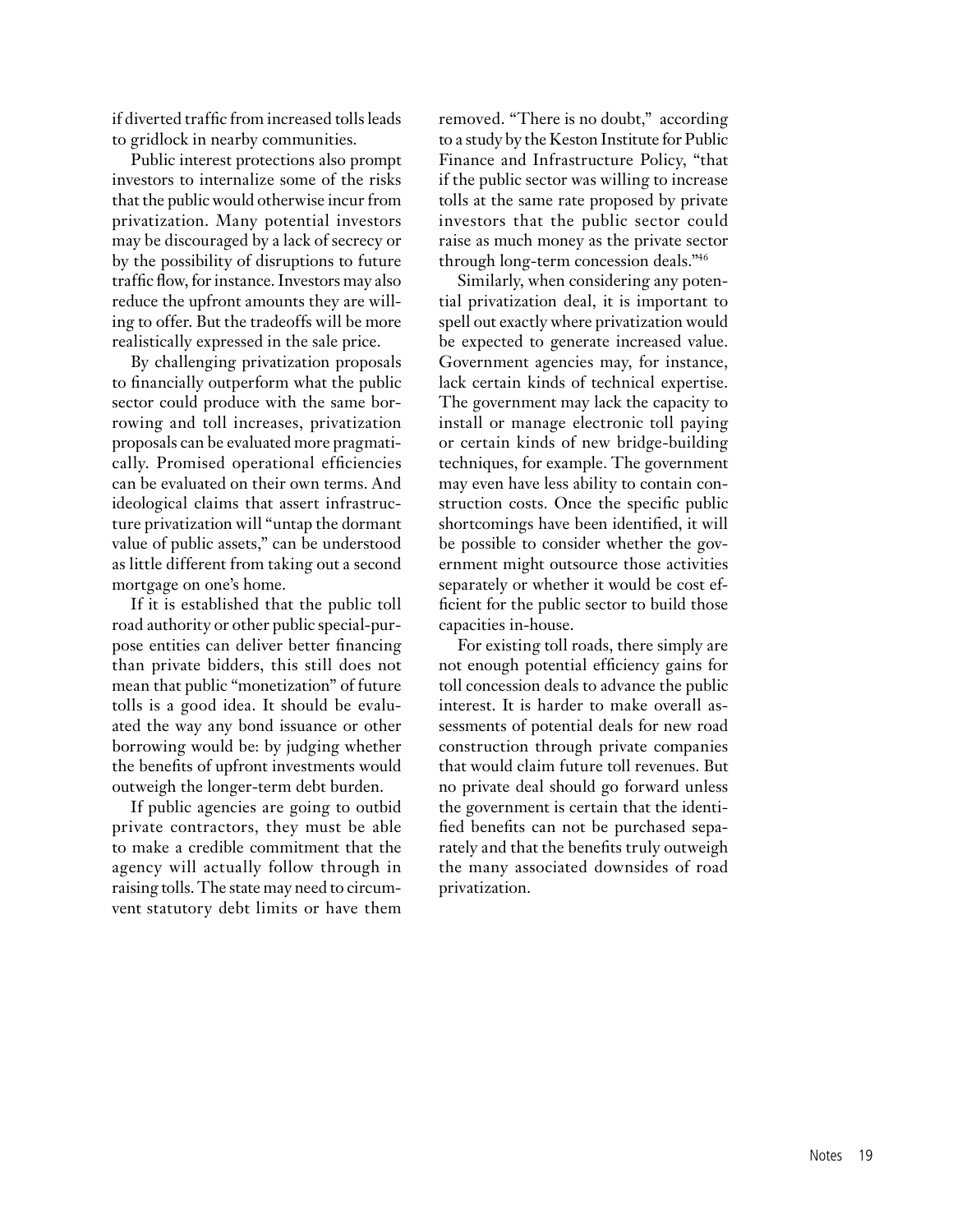if diverted traffic from increased tolls leads to gridlock in nearby communities.

Public interest protections also prompt investors to internalize some of the risks that the public would otherwise incur from privatization. Many potential investors may be discouraged by a lack of secrecy or by the possibility of disruptions to future traffic flow, for instance. Investors may also reduce the upfront amounts they are willing to offer. But the tradeoffs will be more realistically expressed in the sale price.

By challenging privatization proposals to financially outperform what the public sector could produce with the same borrowing and toll increases, privatization proposals can be evaluated more pragmatically. Promised operational efficiencies can be evaluated on their own terms. And ideological claims that assert infrastructure privatization will "untap the dormant value of public assets," can be understood as little different from taking out a second mortgage on one's home.

If it is established that the public toll road authority or other public special-purpose entities can deliver better financing than private bidders, this still does not mean that public "monetization" of future tolls is a good idea. It should be evaluated the way any bond issuance or other borrowing would be: by judging whether the benefits of upfront investments would outweigh the longer-term debt burden.

If public agencies are going to outbid private contractors, they must be able to make a credible commitment that the agency will actually follow through in raising tolls. The state may need to circumvent statutory debt limits or have them removed. "There is no doubt," according to a study by the Keston Institute for Public Finance and Infrastructure Policy, "that if the public sector was willing to increase tolls at the same rate proposed by private investors that the public sector could raise as much money as the private sector through long-term concession deals."[46]

Similarly, when considering any potential privatization deal, it is important to spell out exactly where privatization would be expected to generate increased value. Government agencies may, for instance, lack certain kinds of technical expertise. The government may lack the capacity to install or manage electronic toll paying or certain kinds of new bridge-building techniques, for example. The government may even have less ability to contain construction costs. Once the specific public shortcomings have been identified, it will be possible to consider whether the government might outsource those activities separately or whether it would be cost efficient for the public sector to build those capacities in-house.

For existing toll roads, there simply are not enough potential efficiency gains for toll concession deals to advance the public interest. It is harder to make overall assessments of potential deals for new road construction through private companies that would claim future toll revenues. But no private deal should go forward unless the government is certain that the identified benefits can not be purchased separately and that the benefits truly outweigh the many associated downsides of road privatization.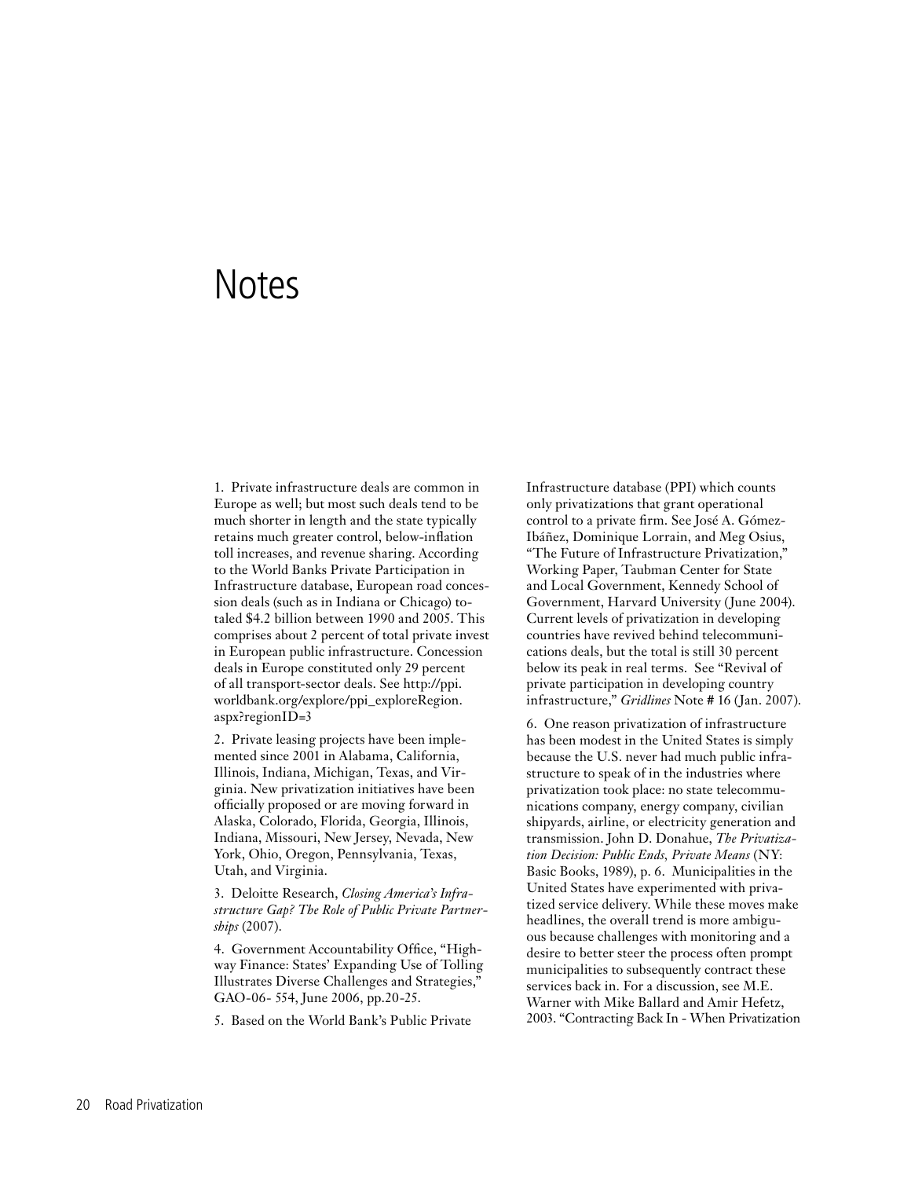# Notes

1. Private infrastructure deals are common in Europe as well; but most such deals tend to be much shorter in length and the state typically retains much greater control, below-inflation toll increases, and revenue sharing. According to the World Banks Private Participation in Infrastructure database, European road concession deals (such as in Indiana or Chicago) totaled $4.2 billion between 1990 and 2005. This comprises about 2 percent of total private invest in European public infrastructure. Concession deals in Europe constituted only 29 percent of all transport-sector deals. See http://ppi.worldbank.org/explore/ppi_exploreRegion.aspx?regionID=3

2. Private leasing projects have been implemented since 2001 in Alabama, California, Illinois, Indiana, Michigan, Texas, and Virginia. New privatization initiatives have been officially proposed or are moving forward in Alaska, Colorado, Florida, Georgia, Illinois, Indiana, Missouri, New Jersey, Nevada, New York, Ohio, Oregon, Pennsylvania, Texas, Utah, and Virginia.

3. Deloitte Research, *Closing America's Infrastructure Gap? The Role of Public Private Partnerships* (2007).

4. Government Accountability Office, "Highway Finance: States' Expanding Use of Tolling Illustrates Diverse Challenges and Strategies," GAO-06- 554, June 2006, pp.20-25.

5. Based on the World Bank's Public Private Infrastructure database (PPI) which counts only privatizations that grant operational control to a private firm. See José A. Gómez-Ibáñez, Dominique Lorrain, and Meg Osius, "The Future of Infrastructure Privatization," Working Paper, Taubman Center for State and Local Government, Kennedy School of Government, Harvard University (June 2004). Current levels of privatization in developing countries have revived behind telecommunications deals, but the total is still 30 percent below its peak in real terms. See "Revival of private participation in developing country infrastructure," *Gridlines* Note # 16 (Jan. 2007).

6. One reason privatization of infrastructure has been modest in the United States is simply because the U.S. never had much public infrastructure to speak of in the industries where privatization took place: no state telecommunications company, energy company, civilian shipyards, airline, or electricity generation and transmission. John D. Donahue, *The Privatization Decision: Public Ends, Private Means* (NY: Basic Books, 1989), p. 6. Municipalities in the United States have experimented with privatized service delivery. While these moves make headlines, the overall trend is more ambiguous because challenges with monitoring and a desire to better steer the process often prompt municipalities to subsequently contract these services back in. For a discussion, see M.E. Warner with Mike Ballard and Amir Hefetz, 2003. "Contracting Back In - When Privatization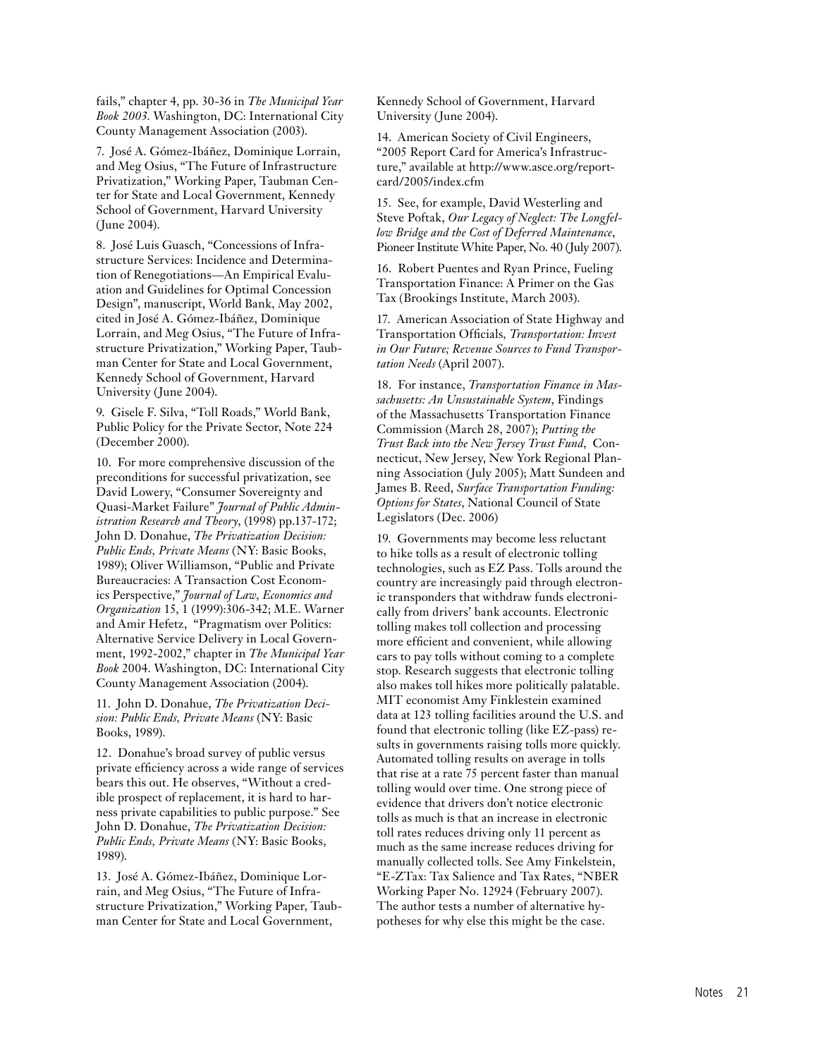fails," chapter 4, pp. 30-36 in *The Municipal Year Book 2003*. Washington, DC: International City County Management Association (2003).

7. José A. Gómez-Ibáñez, Dominique Lorrain, and Meg Osius, "The Future of Infrastructure Privatization," Working Paper, Taubman Center for State and Local Government, Kennedy School of Government, Harvard University (June 2004).

8. José Luis Guasch, "Concessions of Infrastructure Services: Incidence and Determination of Renegotiations—An Empirical Evaluation and Guidelines for Optimal Concession Design", manuscript, World Bank, May 2002, cited in José A. Gómez-Ibáñez, Dominique Lorrain, and Meg Osius, "The Future of Infrastructure Privatization," Working Paper, Taubman Center for State and Local Government, Kennedy School of Government, Harvard University (June 2004).

9. Gisele F. Silva, "Toll Roads," World Bank, Public Policy for the Private Sector, Note 224 (December 2000).

10. For more comprehensive discussion of the preconditions for successful privatization, see David Lowery, "Consumer Sovereignty and Quasi-Market Failure" *Journal of Public Administration Research and Theory*, (1998) pp.137-172; John D. Donahue, *The Privatization Decision: Public Ends, Private Means* (NY: Basic Books, 1989); Oliver Williamson, "Public and Private Bureaucracies: A Transaction Cost Economics Perspective," *Journal of Law, Economics and Organization* 15, 1 (1999):306-342; M.E. Warner and Amir Hefetz, "Pragmatism over Politics: Alternative Service Delivery in Local Government, 1992-2002," chapter in *The Municipal Year Book* 2004. Washington, DC: International City County Management Association (2004).

11. John D. Donahue, *The Privatization Decision: Public Ends, Private Means* (NY: Basic Books, 1989).

12. Donahue's broad survey of public versus private efficiency across a wide range of services bears this out. He observes, "Without a credible prospect of replacement, it is hard to harness private capabilities to public purpose." See John D. Donahue, *The Privatization Decision: Public Ends, Private Means* (NY: Basic Books, 1989).

13. José A. Gómez-Ibáñez, Dominique Lorrain, and Meg Osius, "The Future of Infrastructure Privatization," Working Paper, Taubman Center for State and Local Government, Kennedy School of Government, Harvard University (June 2004).

14. American Society of Civil Engineers, "2005 Report Card for America's Infrastructure," available at http://www.asce.org/reportcard/2005/index.cfm

15. See, for example, David Westerling and Steve Poftak, *Our Legacy of Neglect: The Longfellow Bridge and the Cost of Deferred Maintenance*, Pioneer Institute White Paper, No. 40 (July 2007).

16. Robert Puentes and Ryan Prince, Fueling Transportation Finance: A Primer on the Gas Tax (Brookings Institute, March 2003).

17. American Association of State Highway and Transportation Officials, *Transportation: Invest in Our Future; Revenue Sources to Fund Transportation Needs* (April 2007).

18. For instance, *Transportation Finance in Massachusetts: An Unsustainable System*, Findings of the Massachusetts Transportation Finance Commission (March 28, 2007); *Putting the Trust Back into the New Jersey Trust Fund*, Connecticut, New Jersey, New York Regional Planning Association (July 2005); Matt Sundeen and James B. Reed, *Surface Transportation Funding: Options for States*, National Council of State Legislators (Dec. 2006)

19. Governments may become less reluctant to hike tolls as a result of electronic tolling technologies, such as EZ Pass. Tolls around the country are increasingly paid through electronic transponders that withdraw funds electronically from drivers' bank accounts. Electronic tolling makes toll collection and processing more efficient and convenient, while allowing cars to pay tolls without coming to a complete stop. Research suggests that electronic tolling also makes toll hikes more politically palatable. MIT economist Amy Finklestein examined data at 123 tolling facilities around the U.S. and found that electronic tolling (like EZ-pass) results in governments raising tolls more quickly. Automated tolling results on average in tolls that rise at a rate 75 percent faster than manual tolling would over time. One strong piece of evidence that drivers don't notice electronic tolls as much is that an increase in electronic toll rates reduces driving only 11 percent as much as the same increase reduces driving for manually collected tolls. See Amy Finkelstein, "E-ZTax: Tax Salience and Tax Rates, "NBER Working Paper No. 12924 (February 2007). The author tests a number of alternative hypotheses for why else this might be the case.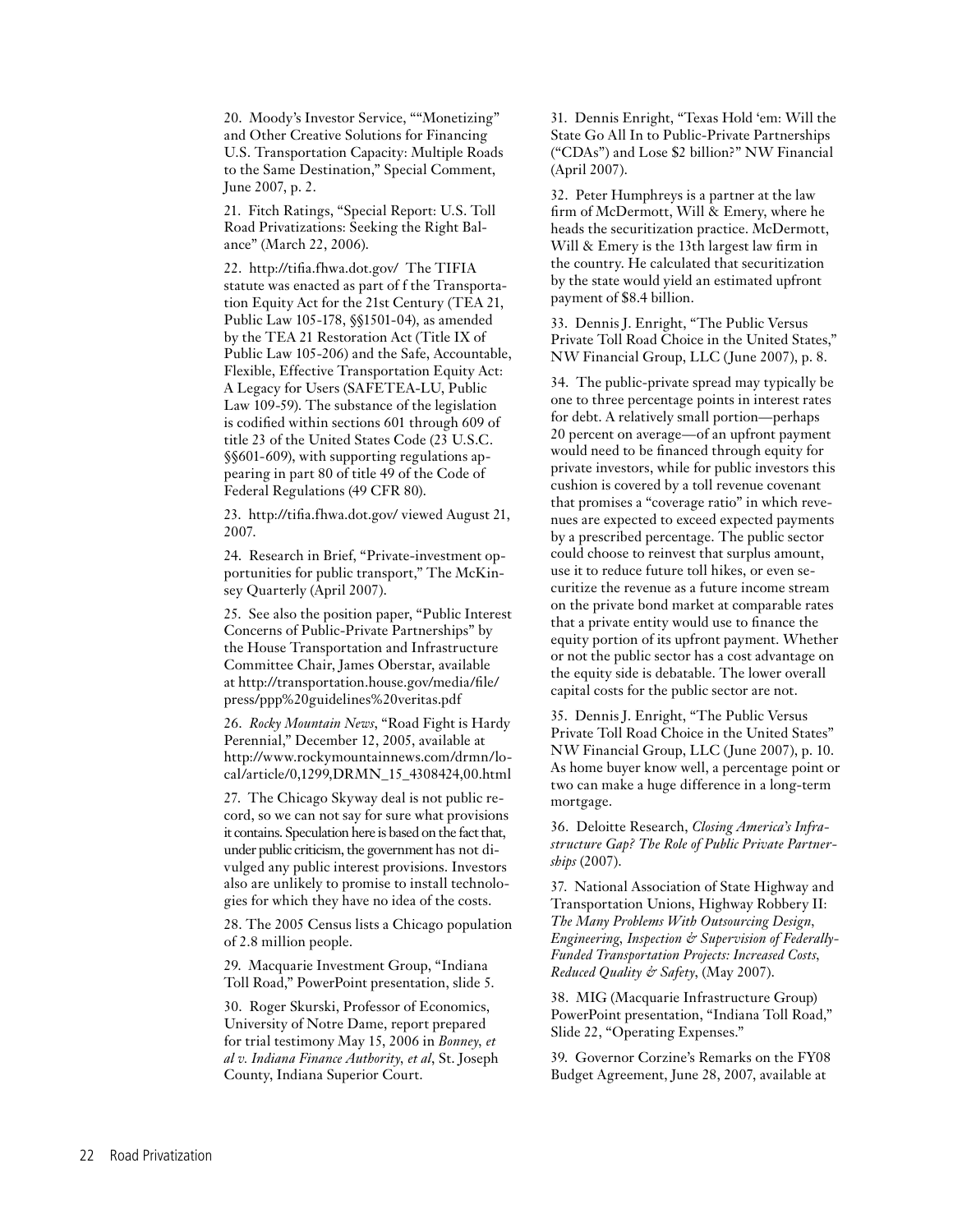20. Moody's Investor Service, ""Monetizing" and Other Creative Solutions for Financing U.S. Transportation Capacity: Multiple Roads to the Same Destination," Special Comment, June 2007, p. 2.

21. Fitch Ratings, "Special Report: U.S. Toll Road Privatizations: Seeking the Right Balance" (March 22, 2006).

22. http://tifia.fhwa.dot.gov/ The TIFIA statute was enacted as part of f the Transportation Equity Act for the 21st Century (TEA 21, Public Law 105-178, §§1501-04), as amended by the TEA 21 Restoration Act (Title IX of Public Law 105-206) and the Safe, Accountable, Flexible, Effective Transportation Equity Act: A Legacy for Users (SAFETEA-LU, Public Law 109-59). The substance of the legislation is codified within sections 601 through 609 of title 23 of the United States Code (23 U.S.C. §§601-609), with supporting regulations appearing in part 80 of title 49 of the Code of Federal Regulations (49 CFR 80).

23. http://tifia.fhwa.dot.gov/ viewed August 21, 2007.

24. Research in Brief, "Private-investment opportunities for public transport," The McKinsey Quarterly (April 2007).

25. See also the position paper, "Public Interest Concerns of Public-Private Partnerships" by the House Transportation and Infrastructure Committee Chair, James Oberstar, available at http://transportation.house.gov/media/file/press/ppp%20guidelines%20veritas.pdf

26. *Rocky Mountain News*, "Road Fight is Hardy Perennial," December 12, 2005, available at http://www.rockymountainnews.com/drmn/local/article/0,1299,DRMN_15_4308424,00.html

27. The Chicago Skyway deal is not public record, so we can not say for sure what provisions it contains. Speculation here is based on the fact that, under public criticism, the government has not divulged any public interest provisions. Investors also are unlikely to promise to install technologies for which they have no idea of the costs.

28. The 2005 Census lists a Chicago population of 2.8 million people.

29. Macquarie Investment Group, "Indiana Toll Road," PowerPoint presentation, slide 5.

30. Roger Skurski, Professor of Economics, University of Notre Dame, report prepared for trial testimony May 15, 2006 in *Bonney, et al v. Indiana Finance Authority, et al*, St. Joseph County, Indiana Superior Court.

31. Dennis Enright, "Texas Hold 'em: Will the State Go All In to Public-Private Partnerships ("CDAs") and Lose $2 billion?" NW Financial (April 2007).

32. Peter Humphreys is a partner at the law firm of McDermott, Will & Emery, where he heads the securitization practice. McDermott, Will & Emery is the 13th largest law firm in the country. He calculated that securitization by the state would yield an estimated upfront payment of $8.4 billion.

33. Dennis J. Enright, "The Public Versus Private Toll Road Choice in the United States," NW Financial Group, LLC (June 2007), p. 8.

34. The public-private spread may typically be one to three percentage points in interest rates for debt. A relatively small portion—perhaps 20 percent on average—of an upfront payment would need to be financed through equity for private investors, while for public investors this cushion is covered by a toll revenue covenant that promises a "coverage ratio" in which revenues are expected to exceed expected payments by a prescribed percentage. The public sector could choose to reinvest that surplus amount, use it to reduce future toll hikes, or even securitize the revenue as a future income stream on the private bond market at comparable rates that a private entity would use to finance the equity portion of its upfront payment. Whether or not the public sector has a cost advantage on the equity side is debatable. The lower overall capital costs for the public sector are not.

35. Dennis J. Enright, "The Public Versus Private Toll Road Choice in the United States" NW Financial Group, LLC (June 2007), p. 10. As home buyer know well, a percentage point or two can make a huge difference in a long-term mortgage.

36. Deloitte Research, *Closing America's Infrastructure Gap? The Role of Public Private Partnerships* (2007).

37. National Association of State Highway and Transportation Unions, Highway Robbery II: *The Many Problems With Outsourcing Design, Engineering, Inspection & Supervision of Federally-Funded Transportation Projects: Increased Costs, Reduced Quality & Safety*, (May 2007).

38. MIG (Macquarie Infrastructure Group) PowerPoint presentation, "Indiana Toll Road," Slide 22, "Operating Expenses."

39. Governor Corzine's Remarks on the FY08 Budget Agreement, June 28, 2007, available at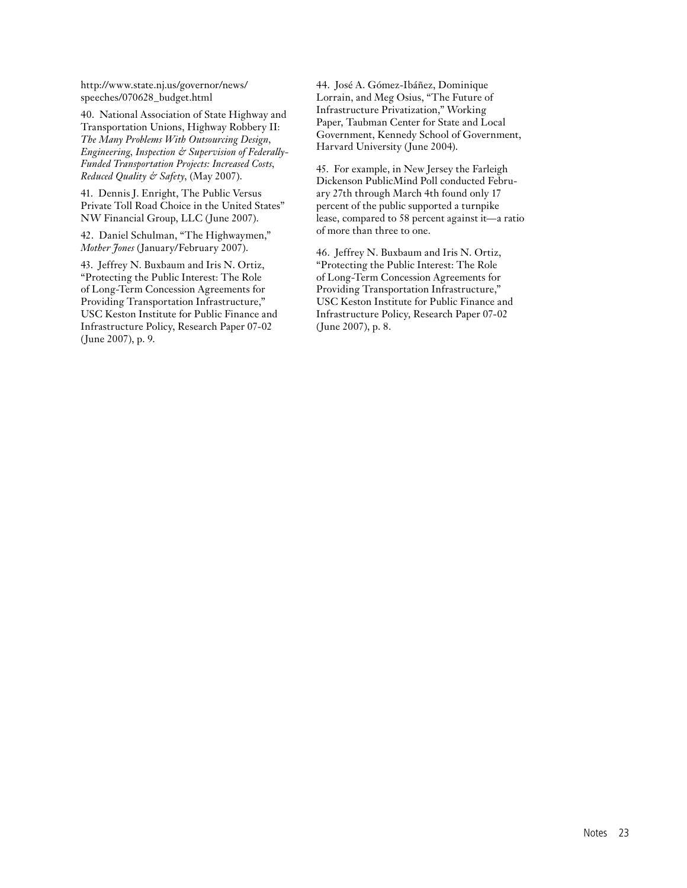http://www.state.nj.us/governor/news/speeches/070628_budget.html

40. National Association of State Highway and Transportation Unions, Highway Robbery II: *The Many Problems With Outsourcing Design, Engineering, Inspection & Supervision of Federally-Funded Transportation Projects: Increased Costs, Reduced Quality & Safety*, (May 2007).

41. Dennis J. Enright, The Public Versus Private Toll Road Choice in the United States" NW Financial Group, LLC (June 2007).

42. Daniel Schulman, "The Highwaymen," *Mother Jones* (January/February 2007).

43. Jeffrey N. Buxbaum and Iris N. Ortiz, "Protecting the Public Interest: The Role of Long-Term Concession Agreements for Providing Transportation Infrastructure," USC Keston Institute for Public Finance and Infrastructure Policy, Research Paper 07-02 (June 2007), p. 9.

44. José A. Gómez-Ibáñez, Dominique Lorrain, and Meg Osius, "The Future of Infrastructure Privatization," Working Paper, Taubman Center for State and Local Government, Kennedy School of Government, Harvard University (June 2004).

45. For example, in New Jersey the Farleigh Dickenson PublicMind Poll conducted February 27th through March 4th found only 17 percent of the public supported a turnpike lease, compared to 58 percent against it—a ratio of more than three to one.

46. Jeffrey N. Buxbaum and Iris N. Ortiz, "Protecting the Public Interest: The Role of Long-Term Concession Agreements for Providing Transportation Infrastructure," USC Keston Institute for Public Finance and Infrastructure Policy, Research Paper 07-02 (June 2007), p. 8.